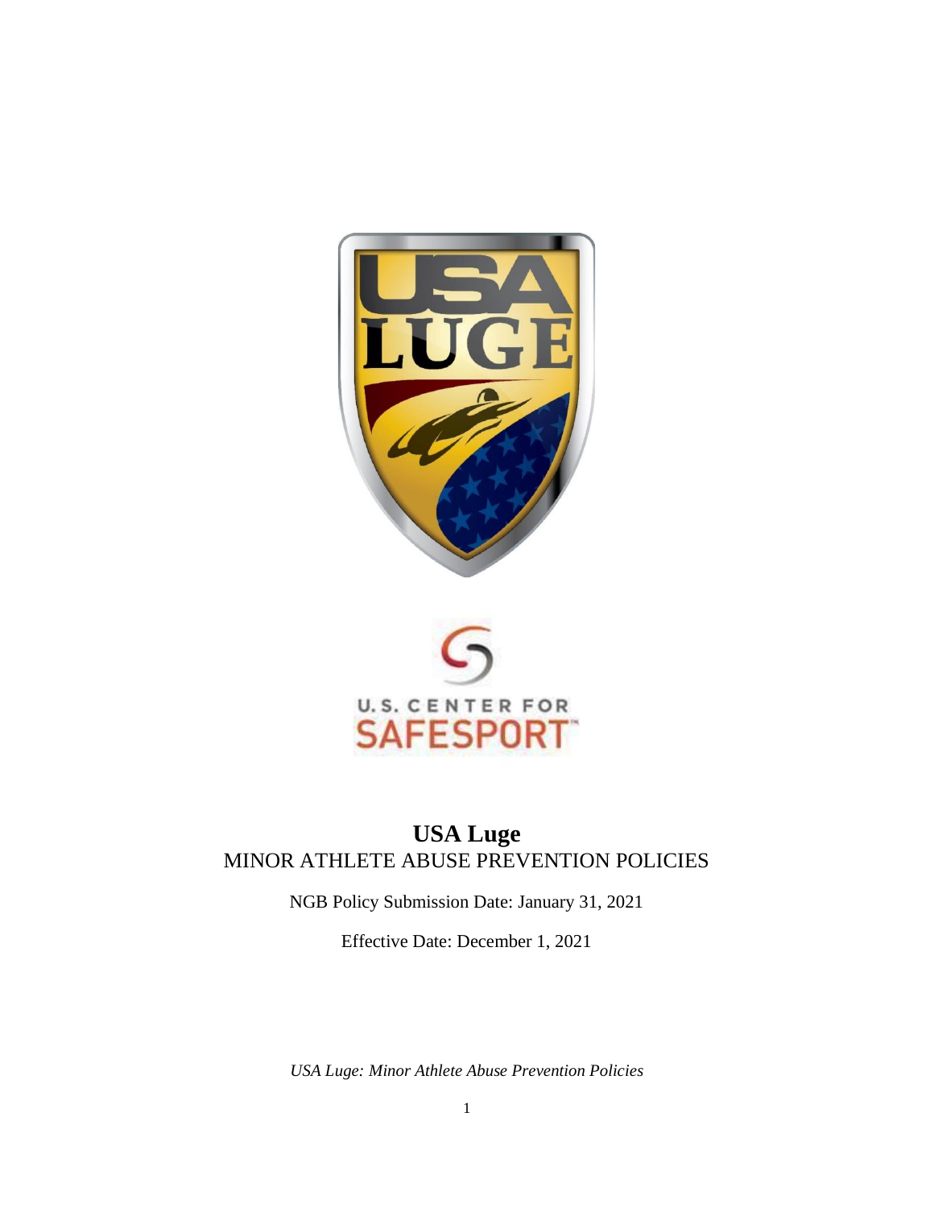# USA Luge

MINOR ATHLETE ABUSE PREVENTION POLICIES

NGB Policy Submission Date: January 31, 2021

Effective Date: December 1, 2021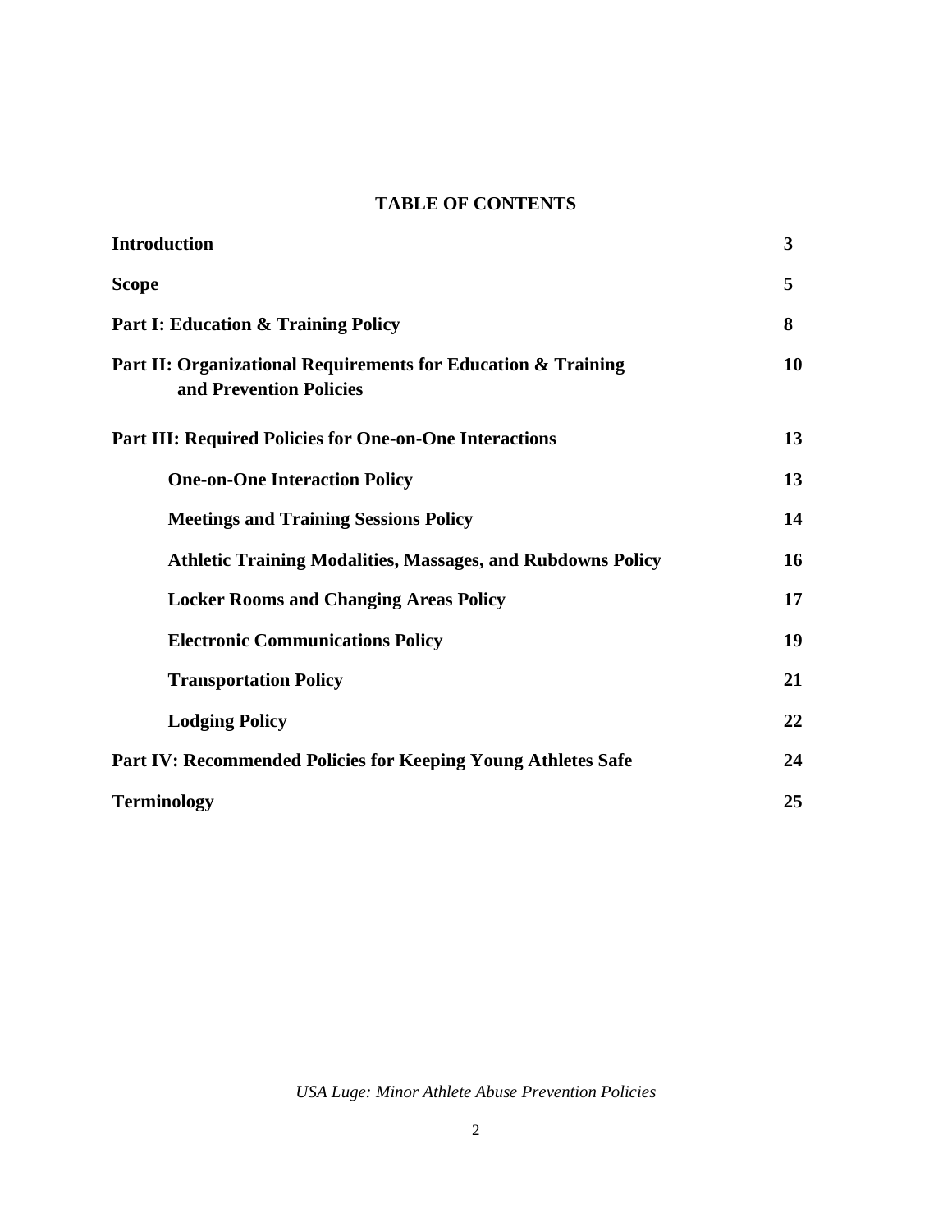## TABLE OF CONTENTS

| | |
|---|---|
| **Introduction** | **3** |
| **Scope** | **5** |
| **Part I: Education & Training Policy** | **8** |
| **Part II: Organizational Requirements for Education & Training and Prevention Policies** | **10** |
| **Part III: Required Policies for One-on-One Interactions** | **13** |
| **One-on-One Interaction Policy** | **13** |
| **Meetings and Training Sessions Policy** | **14** |
| **Athletic Training Modalities, Massages, and Rubdowns Policy** | **16** |
| **Locker Rooms and Changing Areas Policy** | **17** |
| **Electronic Communications Policy** | **19** |
| **Transportation Policy** | **21** |
| **Lodging Policy** | **22** |
| **Part IV: Recommended Policies for Keeping Young Athletes Safe** | **24** |
| **Terminology** | **25** |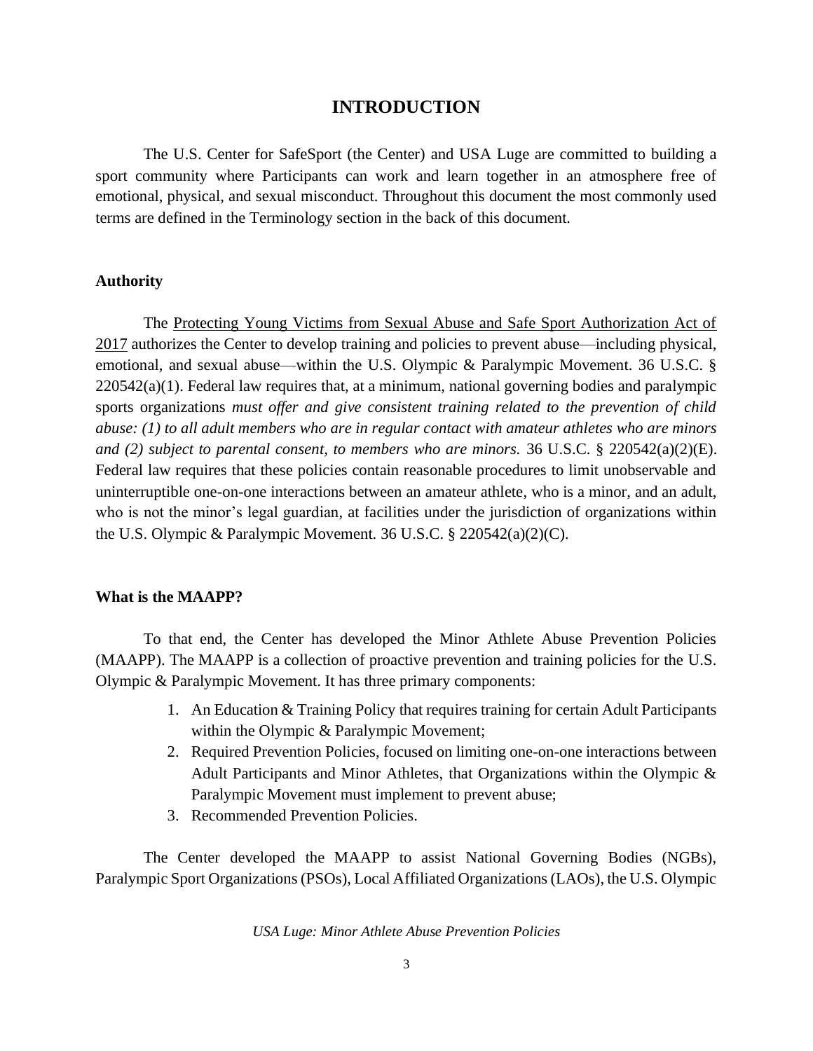# INTRODUCTION

The U.S. Center for SafeSport (the Center) and USA Luge are committed to building a sport community where Participants can work and learn together in an atmosphere free of emotional, physical, and sexual misconduct. Throughout this document the most commonly used terms are defined in the Terminology section in the back of this document.

### Authority

The Protecting Young Victims from Sexual Abuse and Safe Sport Authorization Act of 2017 authorizes the Center to develop training and policies to prevent abuse—including physical, emotional, and sexual abuse—within the U.S. Olympic & Paralympic Movement. 36 U.S.C. § 220542(a)(1). Federal law requires that, at a minimum, national governing bodies and paralympic sports organizations *must offer and give consistent training related to the prevention of child abuse: (1) to all adult members who are in regular contact with amateur athletes who are minors and (2) subject to parental consent, to members who are minors.* 36 U.S.C. § 220542(a)(2)(E). Federal law requires that these policies contain reasonable procedures to limit unobservable and uninterruptible one-on-one interactions between an amateur athlete, who is a minor, and an adult, who is not the minor's legal guardian, at facilities under the jurisdiction of organizations within the U.S. Olympic & Paralympic Movement. 36 U.S.C. § 220542(a)(2)(C).

### What is the MAAPP?

To that end, the Center has developed the Minor Athlete Abuse Prevention Policies (MAAPP). The MAAPP is a collection of proactive prevention and training policies for the U.S. Olympic & Paralympic Movement. It has three primary components:

1. An Education & Training Policy that requires training for certain Adult Participants within the Olympic & Paralympic Movement;
2. Required Prevention Policies, focused on limiting one-on-one interactions between Adult Participants and Minor Athletes, that Organizations within the Olympic & Paralympic Movement must implement to prevent abuse;
3. Recommended Prevention Policies.

The Center developed the MAAPP to assist National Governing Bodies (NGBs), Paralympic Sport Organizations (PSOs), Local Affiliated Organizations (LAOs), the U.S. Olympic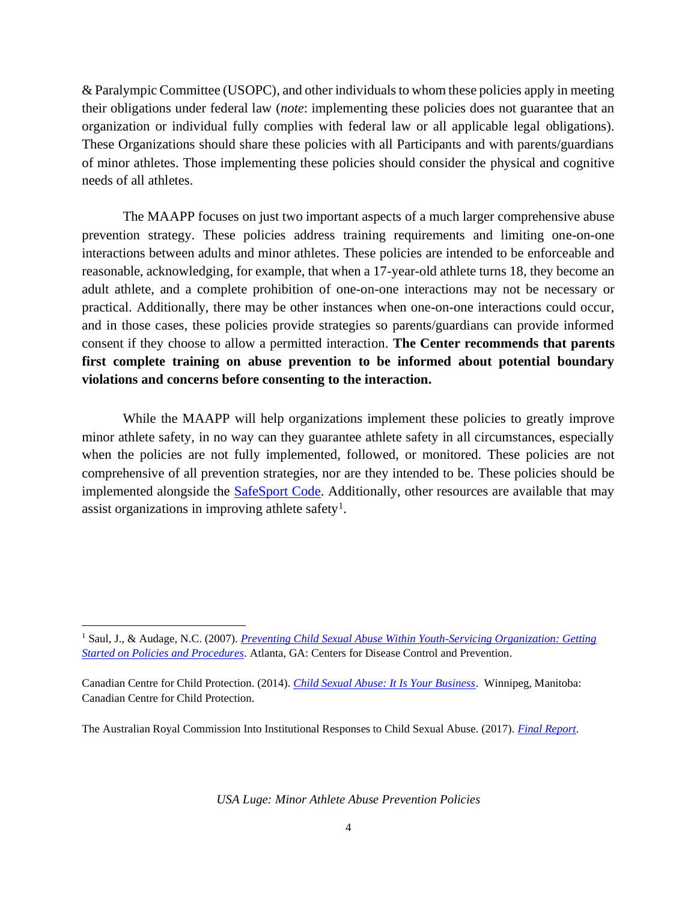& Paralympic Committee (USOPC), and other individuals to whom these policies apply in meeting their obligations under federal law (*note*: implementing these policies does not guarantee that an organization or individual fully complies with federal law or all applicable legal obligations). These Organizations should share these policies with all Participants and with parents/guardians of minor athletes. Those implementing these policies should consider the physical and cognitive needs of all athletes.

The MAAPP focuses on just two important aspects of a much larger comprehensive abuse prevention strategy. These policies address training requirements and limiting one-on-one interactions between adults and minor athletes. These policies are intended to be enforceable and reasonable, acknowledging, for example, that when a 17-year-old athlete turns 18, they become an adult athlete, and a complete prohibition of one-on-one interactions may not be necessary or practical. Additionally, there may be other instances when one-on-one interactions could occur, and in those cases, these policies provide strategies so parents/guardians can provide informed consent if they choose to allow a permitted interaction. **The Center recommends that parents first complete training on abuse prevention to be informed about potential boundary violations and concerns before consenting to the interaction.**

While the MAAPP will help organizations implement these policies to greatly improve minor athlete safety, in no way can they guarantee athlete safety in all circumstances, especially when the policies are not fully implemented, followed, or monitored. These policies are not comprehensive of all prevention strategies, nor are they intended to be. These policies should be implemented alongside the SafeSport Code. Additionally, other resources are available that may assist organizations in improving athlete safety[1].

---

[1] Saul, J., & Audage, N.C. (2007). *Preventing Child Sexual Abuse Within Youth-Servicing Organization: Getting Started on Policies and Procedures*. Atlanta, GA: Centers for Disease Control and Prevention.

Canadian Centre for Child Protection. (2014). *Child Sexual Abuse: It Is Your Business*. Winnipeg, Manitoba: Canadian Centre for Child Protection.

The Australian Royal Commission Into Institutional Responses to Child Sexual Abuse. (2017). *Final Report*.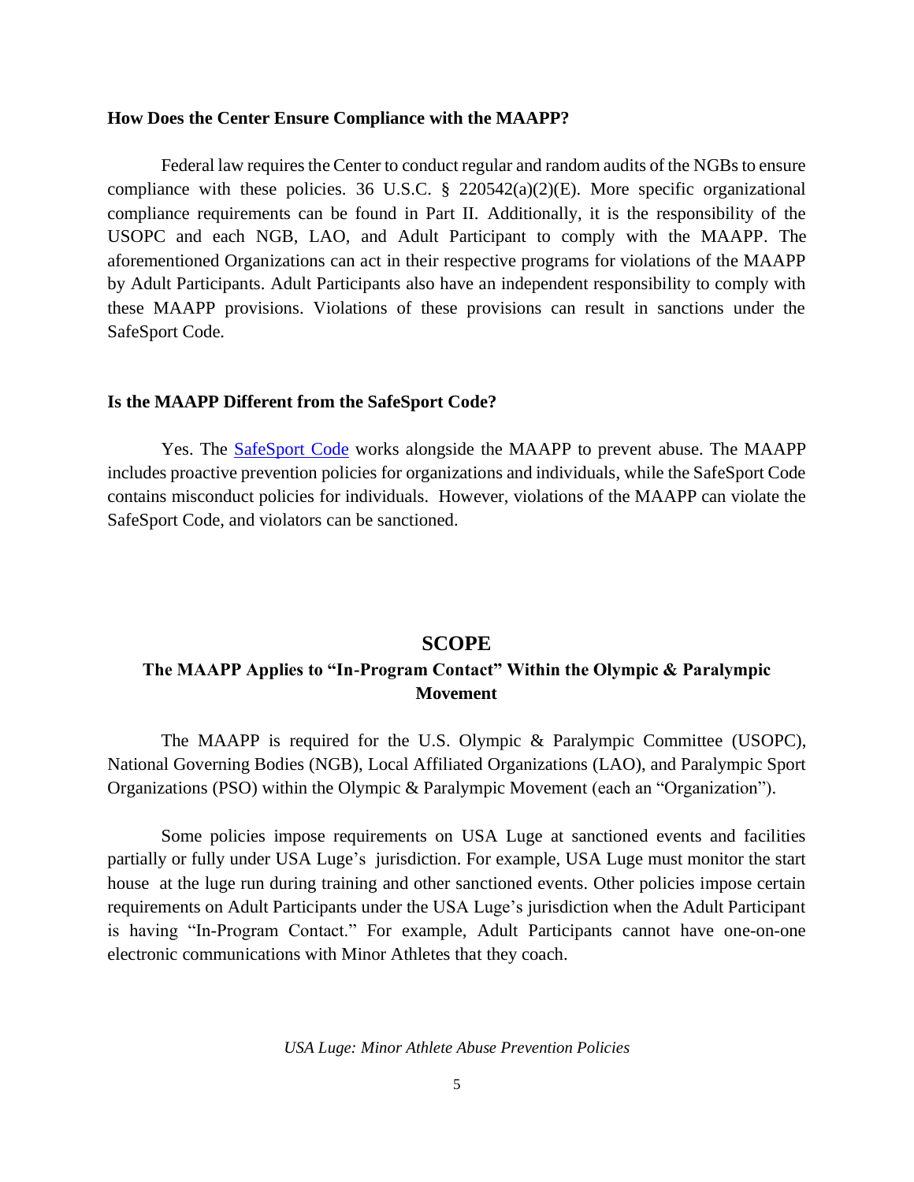### How Does the Center Ensure Compliance with the MAAPP?

Federal law requires the Center to conduct regular and random audits of the NGBs to ensure compliance with these policies. 36 U.S.C. § 220542(a)(2)(E). More specific organizational compliance requirements can be found in Part II. Additionally, it is the responsibility of the USOPC and each NGB, LAO, and Adult Participant to comply with the MAAPP. The aforementioned Organizations can act in their respective programs for violations of the MAAPP by Adult Participants. Adult Participants also have an independent responsibility to comply with these MAAPP provisions. Violations of these provisions can result in sanctions under the SafeSport Code.

### Is the MAAPP Different from the SafeSport Code?

Yes. The SafeSport Code works alongside the MAAPP to prevent abuse. The MAAPP includes proactive prevention policies for organizations and individuals, while the SafeSport Code contains misconduct policies for individuals. However, violations of the MAAPP can violate the SafeSport Code, and violators can be sanctioned.

## SCOPE

### The MAAPP Applies to "In-Program Contact" Within the Olympic & Paralympic Movement

The MAAPP is required for the U.S. Olympic & Paralympic Committee (USOPC), National Governing Bodies (NGB), Local Affiliated Organizations (LAO), and Paralympic Sport Organizations (PSO) within the Olympic & Paralympic Movement (each an "Organization").

Some policies impose requirements on USA Luge at sanctioned events and facilities partially or fully under USA Luge's jurisdiction. For example, USA Luge must monitor the start house at the luge run during training and other sanctioned events. Other policies impose certain requirements on Adult Participants under the USA Luge's jurisdiction when the Adult Participant is having "In-Program Contact." For example, Adult Participants cannot have one-on-one electronic communications with Minor Athletes that they coach.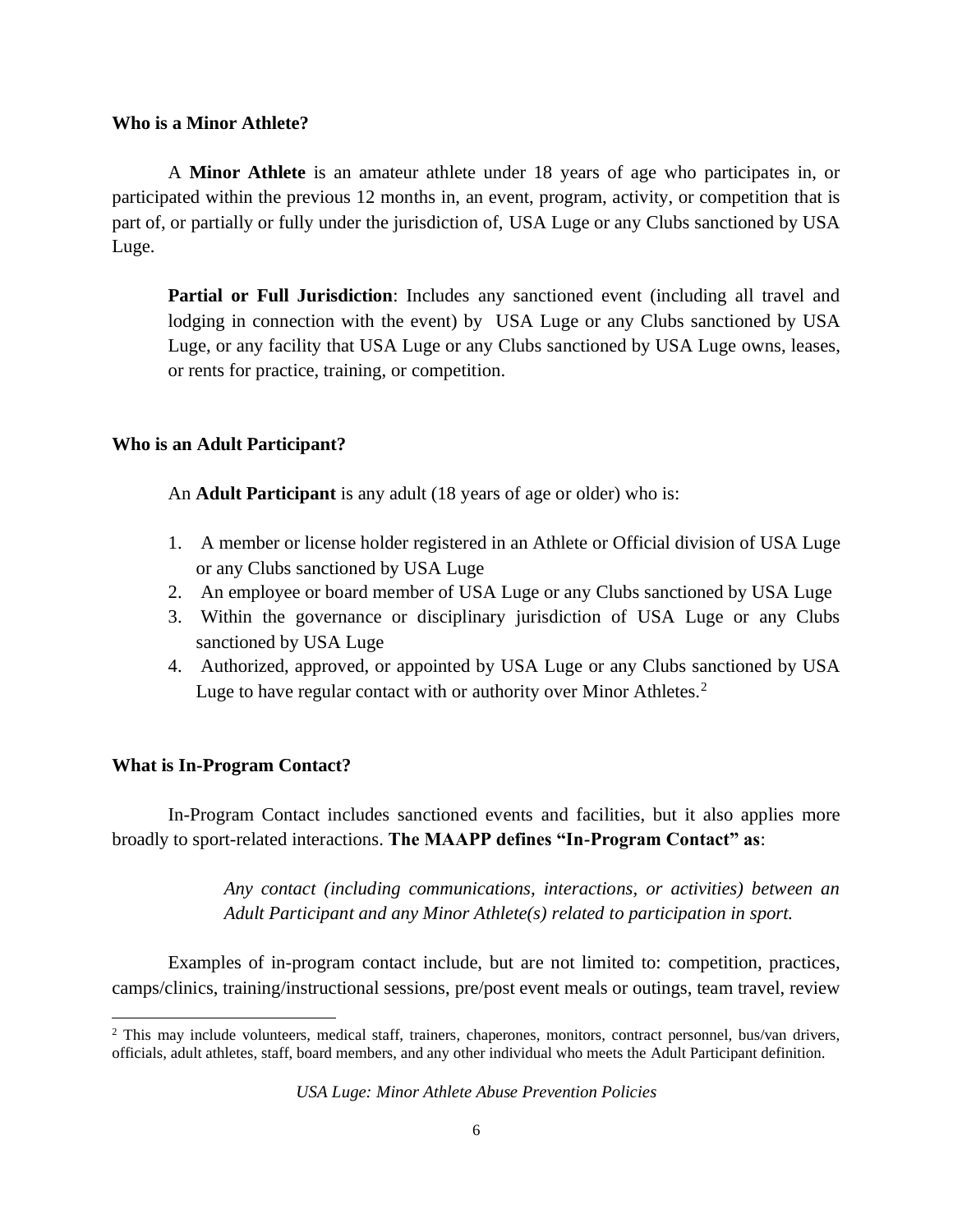**Who is a Minor Athlete?**

A **Minor Athlete** is an amateur athlete under 18 years of age who participates in, or participated within the previous 12 months in, an event, program, activity, or competition that is part of, or partially or fully under the jurisdiction of, USA Luge or any Clubs sanctioned by USA Luge.

> **Partial or Full Jurisdiction**: Includes any sanctioned event (including all travel and lodging in connection with the event) by USA Luge or any Clubs sanctioned by USA Luge, or any facility that USA Luge or any Clubs sanctioned by USA Luge owns, leases, or rents for practice, training, or competition.

**Who is an Adult Participant?**

An **Adult Participant** is any adult (18 years of age or older) who is:

1. A member or license holder registered in an Athlete or Official division of USA Luge or any Clubs sanctioned by USA Luge
2. An employee or board member of USA Luge or any Clubs sanctioned by USA Luge
3. Within the governance or disciplinary jurisdiction of USA Luge or any Clubs sanctioned by USA Luge
4. Authorized, approved, or appointed by USA Luge or any Clubs sanctioned by USA Luge to have regular contact with or authority over Minor Athletes.[2]

**What is In-Program Contact?**

In-Program Contact includes sanctioned events and facilities, but it also applies more broadly to sport-related interactions. **The MAAPP defines "In-Program Contact" as**:

> *Any contact (including communications, interactions, or activities) between an Adult Participant and any Minor Athlete(s) related to participation in sport.*

Examples of in-program contact include, but are not limited to: competition, practices, camps/clinics, training/instructional sessions, pre/post event meals or outings, team travel, review

---

[2] This may include volunteers, medical staff, trainers, chaperones, monitors, contract personnel, bus/van drivers, officials, adult athletes, staff, board members, and any other individual who meets the Adult Participant definition.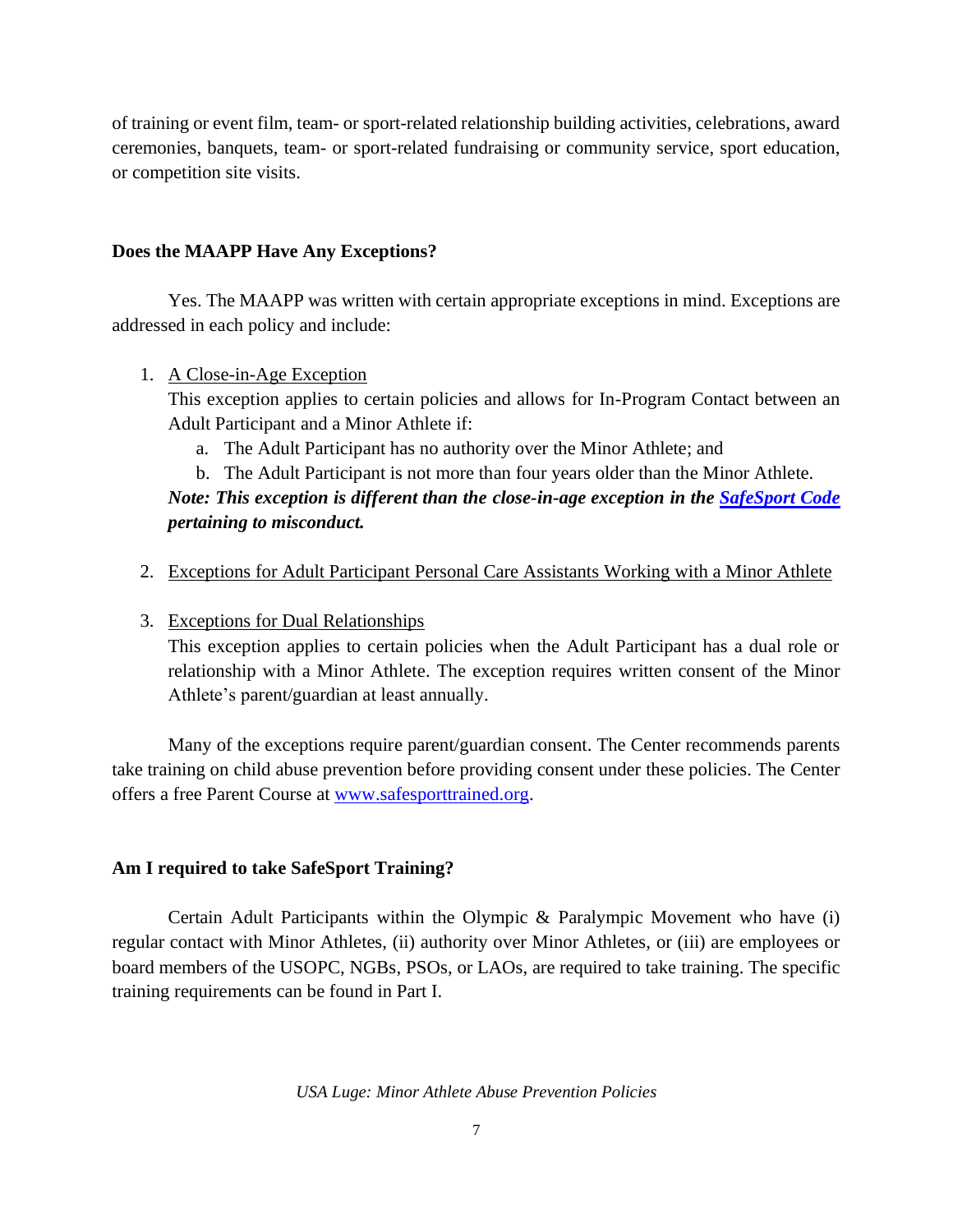of training or event film, team- or sport-related relationship building activities, celebrations, award ceremonies, banquets, team- or sport-related fundraising or community service, sport education, or competition site visits.

**Does the MAAPP Have Any Exceptions?**

Yes. The MAAPP was written with certain appropriate exceptions in mind. Exceptions are addressed in each policy and include:

1. A Close-in-Age Exception
   This exception applies to certain policies and allows for In-Program Contact between an Adult Participant and a Minor Athlete if:
   a. The Adult Participant has no authority over the Minor Athlete; and
   b. The Adult Participant is not more than four years older than the Minor Athlete.
   ***Note: This exception is different than the close-in-age exception in the [SafeSport Code](SafeSport Code) pertaining to misconduct.***

2. Exceptions for Adult Participant Personal Care Assistants Working with a Minor Athlete

3. Exceptions for Dual Relationships
   This exception applies to certain policies when the Adult Participant has a dual role or relationship with a Minor Athlete. The exception requires written consent of the Minor Athlete's parent/guardian at least annually.

Many of the exceptions require parent/guardian consent. The Center recommends parents take training on child abuse prevention before providing consent under these policies. The Center offers a free Parent Course at www.safesporttrained.org.

**Am I required to take SafeSport Training?**

Certain Adult Participants within the Olympic & Paralympic Movement who have (i) regular contact with Minor Athletes, (ii) authority over Minor Athletes, or (iii) are employees or board members of the USOPC, NGBs, PSOs, or LAOs, are required to take training. The specific training requirements can be found in Part I.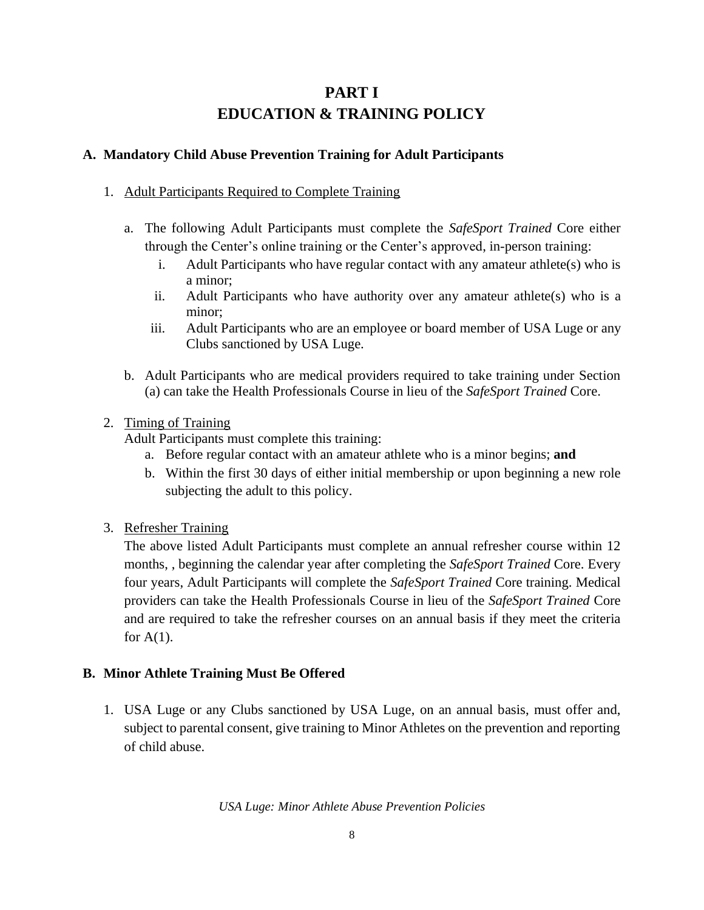# PART I
# EDUCATION & TRAINING POLICY

## A. Mandatory Child Abuse Prevention Training for Adult Participants

1. Adult Participants Required to Complete Training

   a. The following Adult Participants must complete the *SafeSport Trained* Core either through the Center's online training or the Center's approved, in-person training:

      i. Adult Participants who have regular contact with any amateur athlete(s) who is a minor;

      ii. Adult Participants who have authority over any amateur athlete(s) who is a minor;

      iii. Adult Participants who are an employee or board member of USA Luge or any Clubs sanctioned by USA Luge.

   b. Adult Participants who are medical providers required to take training under Section (a) can take the Health Professionals Course in lieu of the *SafeSport Trained* Core.

2. Timing of Training

   Adult Participants must complete this training:

   a. Before regular contact with an amateur athlete who is a minor begins; **and**

   b. Within the first 30 days of either initial membership or upon beginning a new role subjecting the adult to this policy.

3. Refresher Training

   The above listed Adult Participants must complete an annual refresher course within 12 months, , beginning the calendar year after completing the *SafeSport Trained* Core. Every four years, Adult Participants will complete the *SafeSport Trained* Core training. Medical providers can take the Health Professionals Course in lieu of the *SafeSport Trained* Core and are required to take the refresher courses on an annual basis if they meet the criteria for A(1).

## B. Minor Athlete Training Must Be Offered

1. USA Luge or any Clubs sanctioned by USA Luge, on an annual basis, must offer and, subject to parental consent, give training to Minor Athletes on the prevention and reporting of child abuse.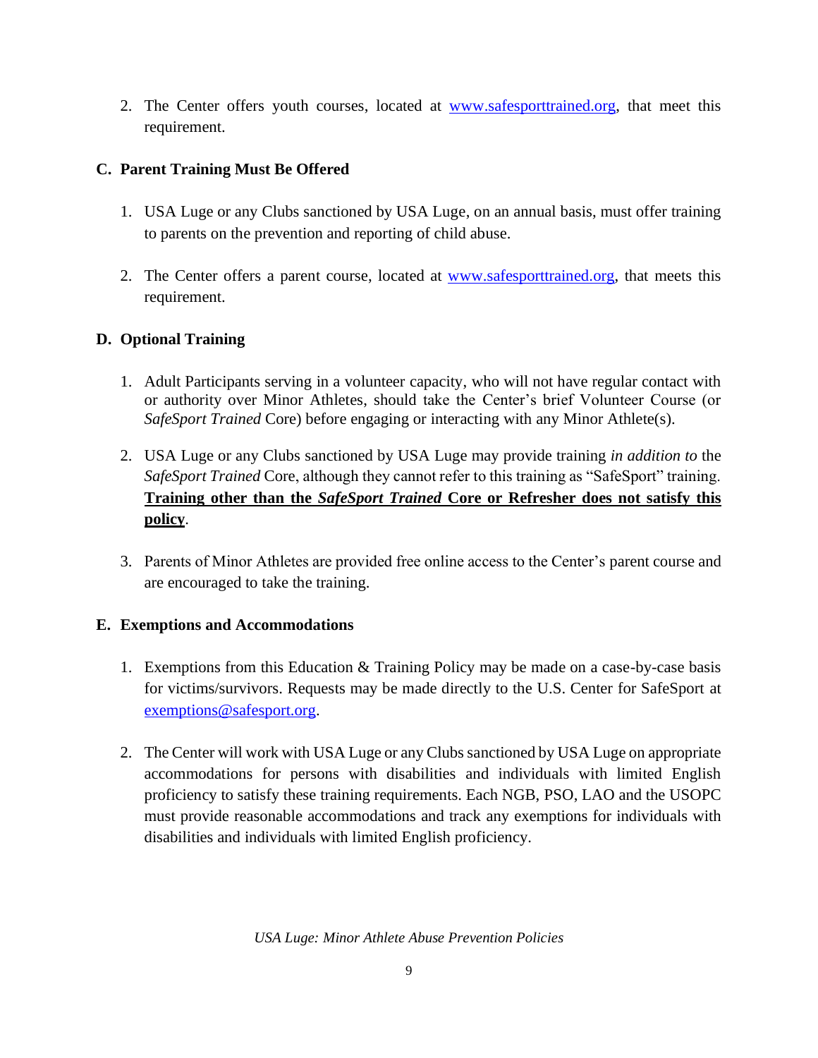2. The Center offers youth courses, located at [www.safesporttrained.org](http://www.safesporttrained.org), that meet this requirement.

### C. Parent Training Must Be Offered

1. USA Luge or any Clubs sanctioned by USA Luge, on an annual basis, must offer training to parents on the prevention and reporting of child abuse.

2. The Center offers a parent course, located at [www.safesporttrained.org](http://www.safesporttrained.org), that meets this requirement.

### D. Optional Training

1. Adult Participants serving in a volunteer capacity, who will not have regular contact with or authority over Minor Athletes, should take the Center's brief Volunteer Course (or *SafeSport Trained* Core) before engaging or interacting with any Minor Athlete(s).

2. USA Luge or any Clubs sanctioned by USA Luge may provide training *in addition to* the *SafeSport Trained* Core, although they cannot refer to this training as "SafeSport" training. <u>**Training other than the *SafeSport Trained* Core or Refresher does not satisfy this policy**</u>.

3. Parents of Minor Athletes are provided free online access to the Center's parent course and are encouraged to take the training.

### E. Exemptions and Accommodations

1. Exemptions from this Education & Training Policy may be made on a case-by-case basis for victims/survivors. Requests may be made directly to the U.S. Center for SafeSport at [exemptions@safesport.org](mailto:exemptions@safesport.org).

2. The Center will work with USA Luge or any Clubs sanctioned by USA Luge on appropriate accommodations for persons with disabilities and individuals with limited English proficiency to satisfy these training requirements. Each NGB, PSO, LAO and the USOPC must provide reasonable accommodations and track any exemptions for individuals with disabilities and individuals with limited English proficiency.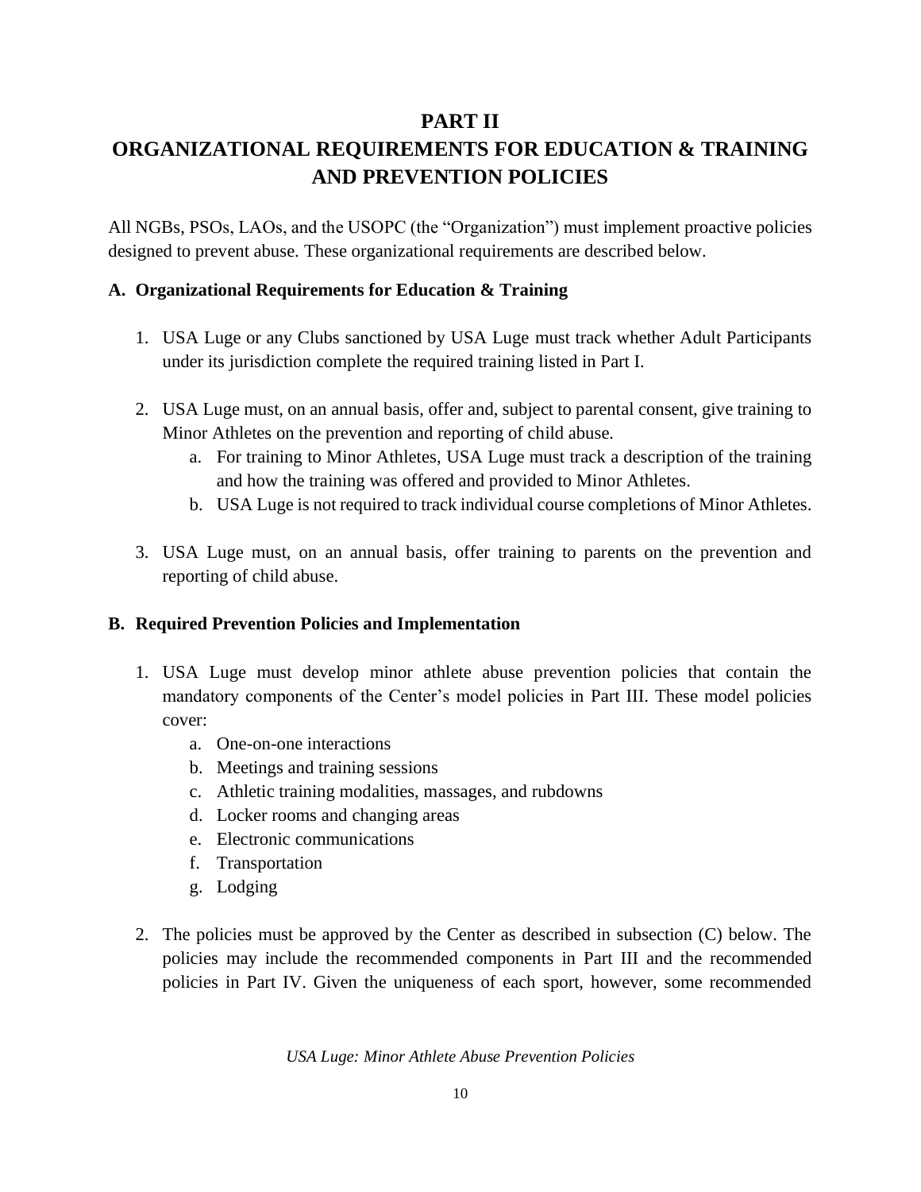# PART II
# ORGANIZATIONAL REQUIREMENTS FOR EDUCATION & TRAINING AND PREVENTION POLICIES

All NGBs, PSOs, LAOs, and the USOPC (the "Organization") must implement proactive policies designed to prevent abuse. These organizational requirements are described below.

## A. Organizational Requirements for Education & Training

1. USA Luge or any Clubs sanctioned by USA Luge must track whether Adult Participants under its jurisdiction complete the required training listed in Part I.

2. USA Luge must, on an annual basis, offer and, subject to parental consent, give training to Minor Athletes on the prevention and reporting of child abuse.
   a. For training to Minor Athletes, USA Luge must track a description of the training and how the training was offered and provided to Minor Athletes.
   b. USA Luge is not required to track individual course completions of Minor Athletes.

3. USA Luge must, on an annual basis, offer training to parents on the prevention and reporting of child abuse.

## B. Required Prevention Policies and Implementation

1. USA Luge must develop minor athlete abuse prevention policies that contain the mandatory components of the Center's model policies in Part III. These model policies cover:
   a. One-on-one interactions
   b. Meetings and training sessions
   c. Athletic training modalities, massages, and rubdowns
   d. Locker rooms and changing areas
   e. Electronic communications
   f. Transportation
   g. Lodging

2. The policies must be approved by the Center as described in subsection (C) below. The policies may include the recommended components in Part III and the recommended policies in Part IV. Given the uniqueness of each sport, however, some recommended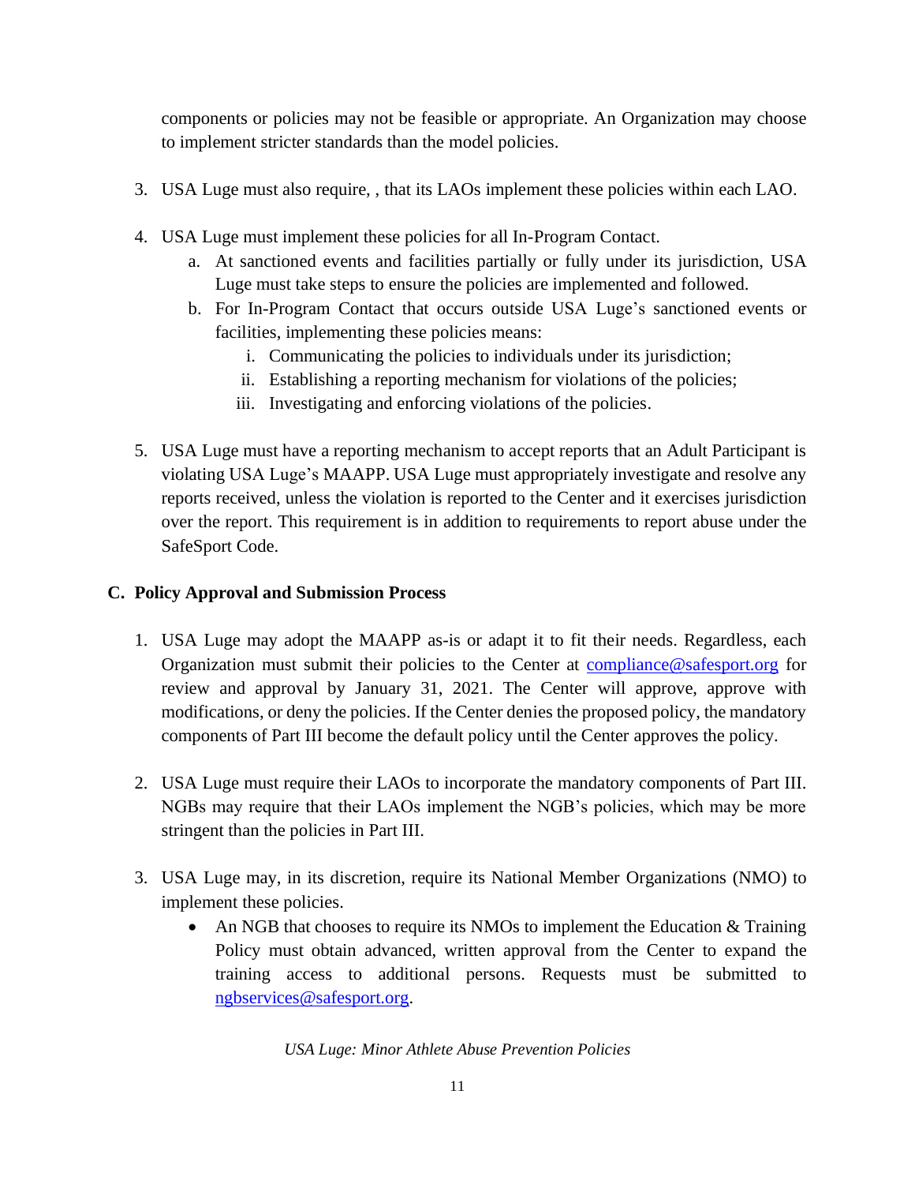components or policies may not be feasible or appropriate. An Organization may choose to implement stricter standards than the model policies.

3. USA Luge must also require, , that its LAOs implement these policies within each LAO.

4. USA Luge must implement these policies for all In-Program Contact.
   a. At sanctioned events and facilities partially or fully under its jurisdiction, USA Luge must take steps to ensure the policies are implemented and followed.
   b. For In-Program Contact that occurs outside USA Luge's sanctioned events or facilities, implementing these policies means:
      i. Communicating the policies to individuals under its jurisdiction;
      ii. Establishing a reporting mechanism for violations of the policies;
      iii. Investigating and enforcing violations of the policies.

5. USA Luge must have a reporting mechanism to accept reports that an Adult Participant is violating USA Luge's MAAPP. USA Luge must appropriately investigate and resolve any reports received, unless the violation is reported to the Center and it exercises jurisdiction over the report. This requirement is in addition to requirements to report abuse under the SafeSport Code.

## C. Policy Approval and Submission Process

1. USA Luge may adopt the MAAPP as-is or adapt it to fit their needs. Regardless, each Organization must submit their policies to the Center at compliance@safesport.org for review and approval by January 31, 2021. The Center will approve, approve with modifications, or deny the policies. If the Center denies the proposed policy, the mandatory components of Part III become the default policy until the Center approves the policy.

2. USA Luge must require their LAOs to incorporate the mandatory components of Part III. NGBs may require that their LAOs implement the NGB's policies, which may be more stringent than the policies in Part III.

3. USA Luge may, in its discretion, require its National Member Organizations (NMO) to implement these policies.
   - An NGB that chooses to require its NMOs to implement the Education & Training Policy must obtain advanced, written approval from the Center to expand the training access to additional persons. Requests must be submitted to ngbservices@safesport.org.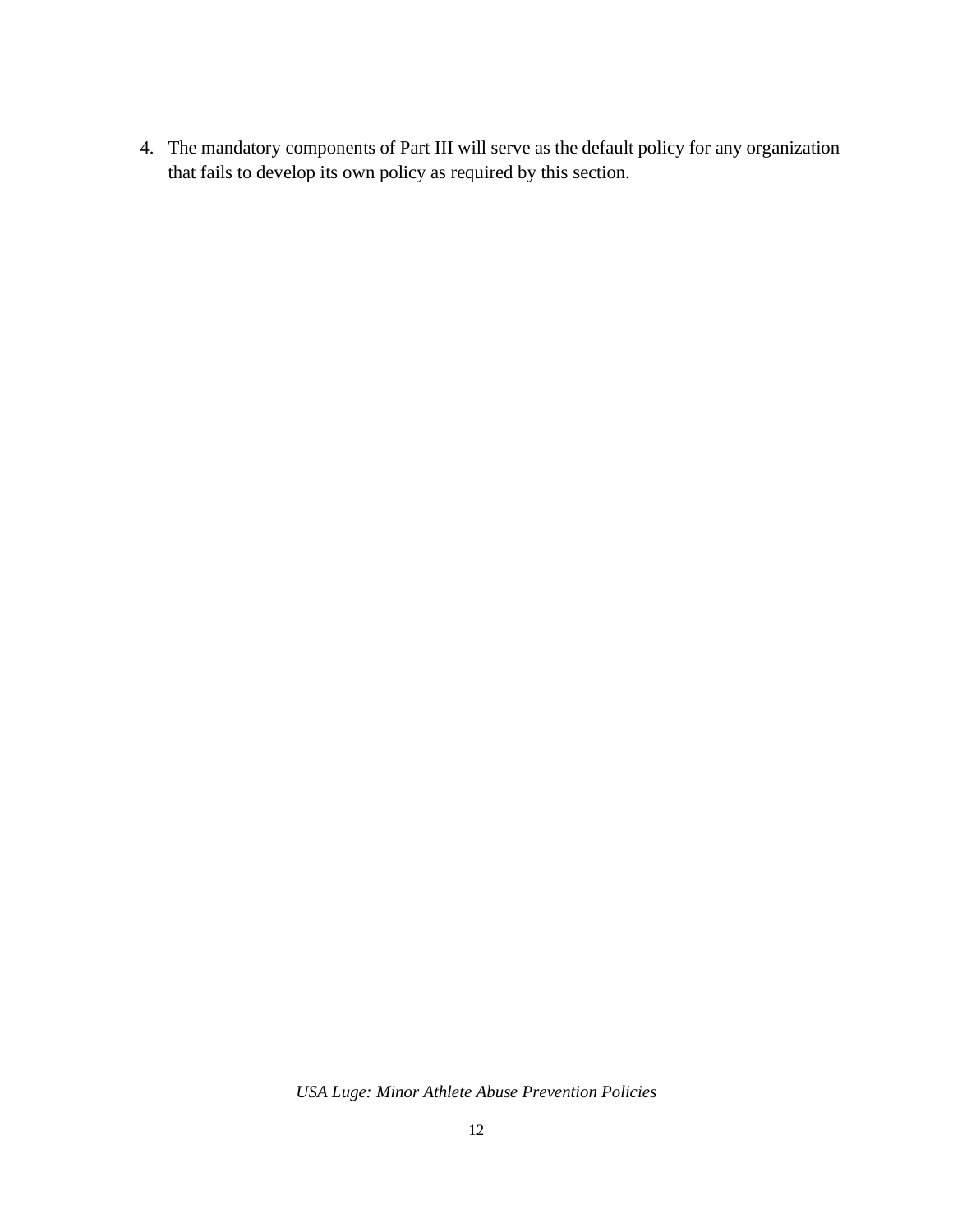4. The mandatory components of Part III will serve as the default policy for any organization that fails to develop its own policy as required by this section.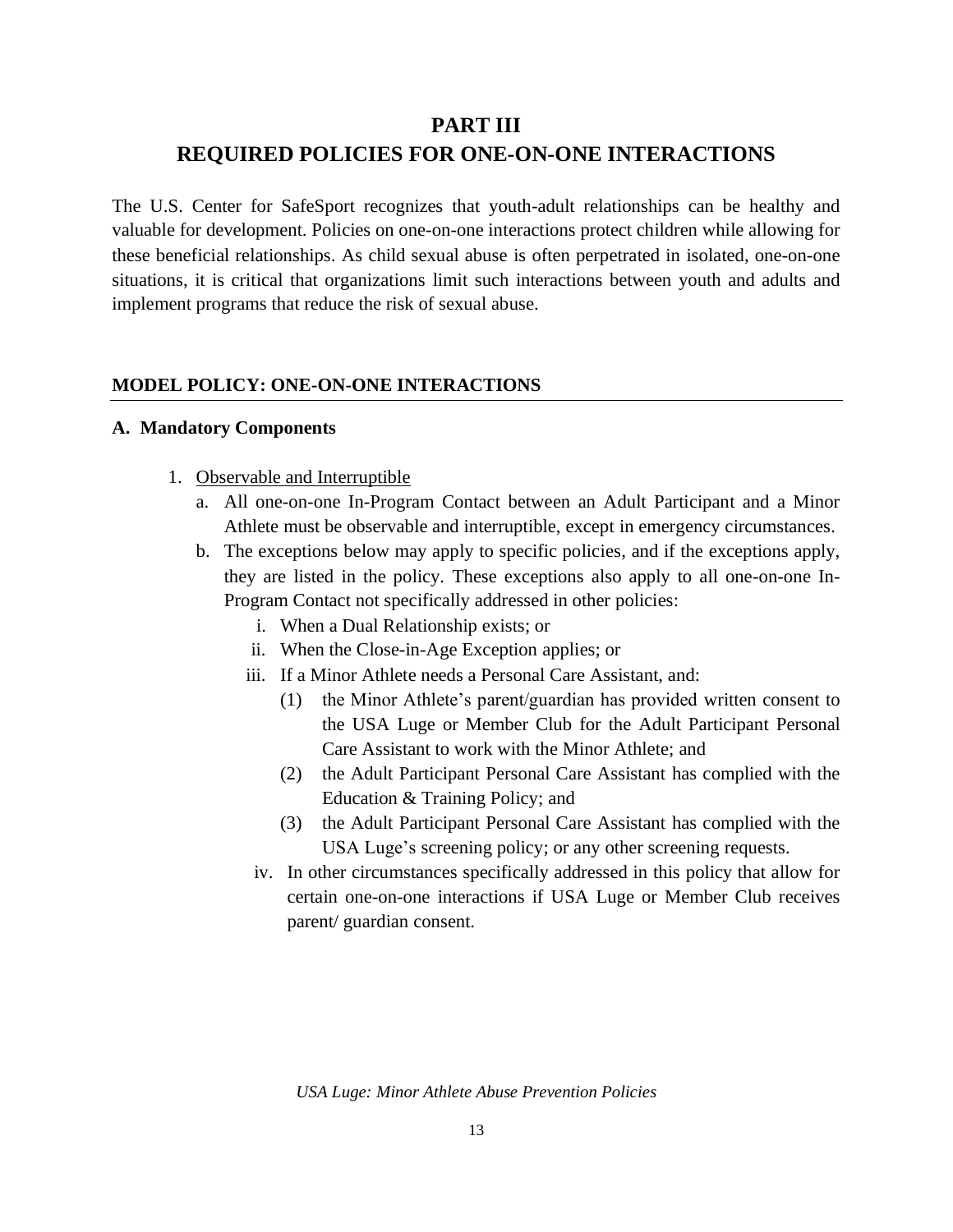# PART III
# REQUIRED POLICIES FOR ONE-ON-ONE INTERACTIONS

The U.S. Center for SafeSport recognizes that youth-adult relationships can be healthy and valuable for development. Policies on one-on-one interactions protect children while allowing for these beneficial relationships. As child sexual abuse is often perpetrated in isolated, one-on-one situations, it is critical that organizations limit such interactions between youth and adults and implement programs that reduce the risk of sexual abuse.

## MODEL POLICY: ONE-ON-ONE INTERACTIONS

### A. Mandatory Components

1. <u>Observable and Interruptible</u>
   a. All one-on-one In-Program Contact between an Adult Participant and a Minor Athlete must be observable and interruptible, except in emergency circumstances.
   b. The exceptions below may apply to specific policies, and if the exceptions apply, they are listed in the policy. These exceptions also apply to all one-on-one In-Program Contact not specifically addressed in other policies:
      i. When a Dual Relationship exists; or
      ii. When the Close-in-Age Exception applies; or
      iii. If a Minor Athlete needs a Personal Care Assistant, and:
         (1) the Minor Athlete's parent/guardian has provided written consent to the USA Luge or Member Club for the Adult Participant Personal Care Assistant to work with the Minor Athlete; and
         (2) the Adult Participant Personal Care Assistant has complied with the Education & Training Policy; and
         (3) the Adult Participant Personal Care Assistant has complied with the USA Luge's screening policy; or any other screening requests.
      iv. In other circumstances specifically addressed in this policy that allow for certain one-on-one interactions if USA Luge or Member Club receives parent/ guardian consent.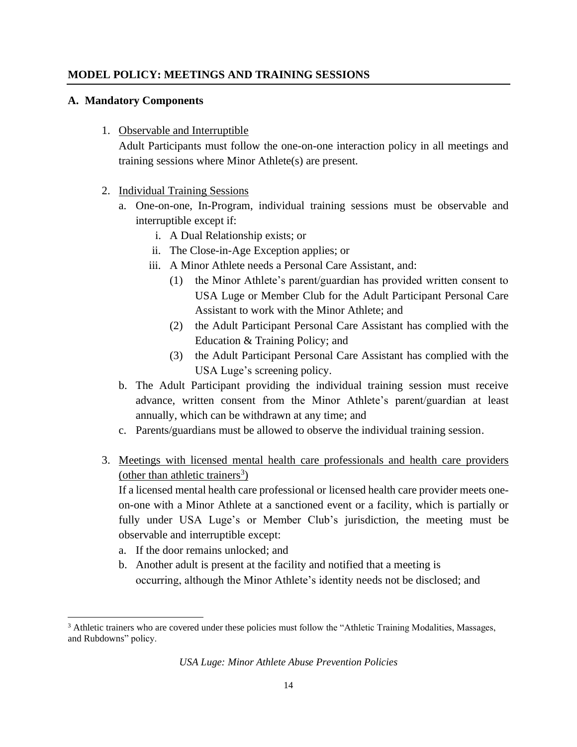## MODEL POLICY: MEETINGS AND TRAINING SESSIONS

### A. Mandatory Components

1. Observable and Interruptible

   Adult Participants must follow the one-on-one interaction policy in all meetings and training sessions where Minor Athlete(s) are present.

2. Individual Training Sessions

   a. One-on-one, In-Program, individual training sessions must be observable and interruptible except if:

      i. A Dual Relationship exists; or

      ii. The Close-in-Age Exception applies; or

      iii. A Minor Athlete needs a Personal Care Assistant, and:

         (1) the Minor Athlete's parent/guardian has provided written consent to USA Luge or Member Club for the Adult Participant Personal Care Assistant to work with the Minor Athlete; and

         (2) the Adult Participant Personal Care Assistant has complied with the Education & Training Policy; and

         (3) the Adult Participant Personal Care Assistant has complied with the USA Luge's screening policy.

   b. The Adult Participant providing the individual training session must receive advance, written consent from the Minor Athlete's parent/guardian at least annually, which can be withdrawn at any time; and

   c. Parents/guardians must be allowed to observe the individual training session.

3. Meetings with licensed mental health care professionals and health care providers (other than athletic trainers[3])

   If a licensed mental health care professional or licensed health care provider meets one-on-one with a Minor Athlete at a sanctioned event or a facility, which is partially or fully under USA Luge's or Member Club's jurisdiction, the meeting must be observable and interruptible except:

   a. If the door remains unlocked; and

   b. Another adult is present at the facility and notified that a meeting is occurring, although the Minor Athlete's identity needs not be disclosed; and

---

[3] Athletic trainers who are covered under these policies must follow the "Athletic Training Modalities, Massages, and Rubdowns" policy.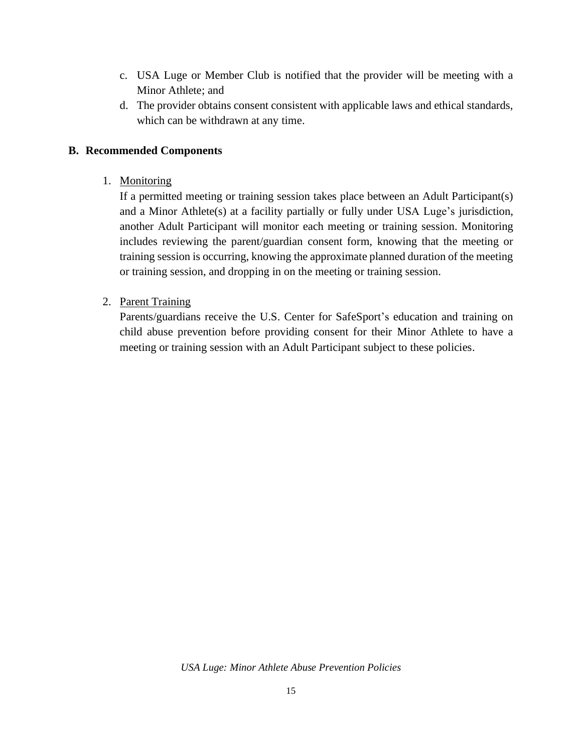c. USA Luge or Member Club is notified that the provider will be meeting with a Minor Athlete; and
d. The provider obtains consent consistent with applicable laws and ethical standards, which can be withdrawn at any time.

## B. Recommended Components

1. Monitoring

   If a permitted meeting or training session takes place between an Adult Participant(s) and a Minor Athlete(s) at a facility partially or fully under USA Luge's jurisdiction, another Adult Participant will monitor each meeting or training session. Monitoring includes reviewing the parent/guardian consent form, knowing that the meeting or training session is occurring, knowing the approximate planned duration of the meeting or training session, and dropping in on the meeting or training session.

2. Parent Training

   Parents/guardians receive the U.S. Center for SafeSport's education and training on child abuse prevention before providing consent for their Minor Athlete to have a meeting or training session with an Adult Participant subject to these policies.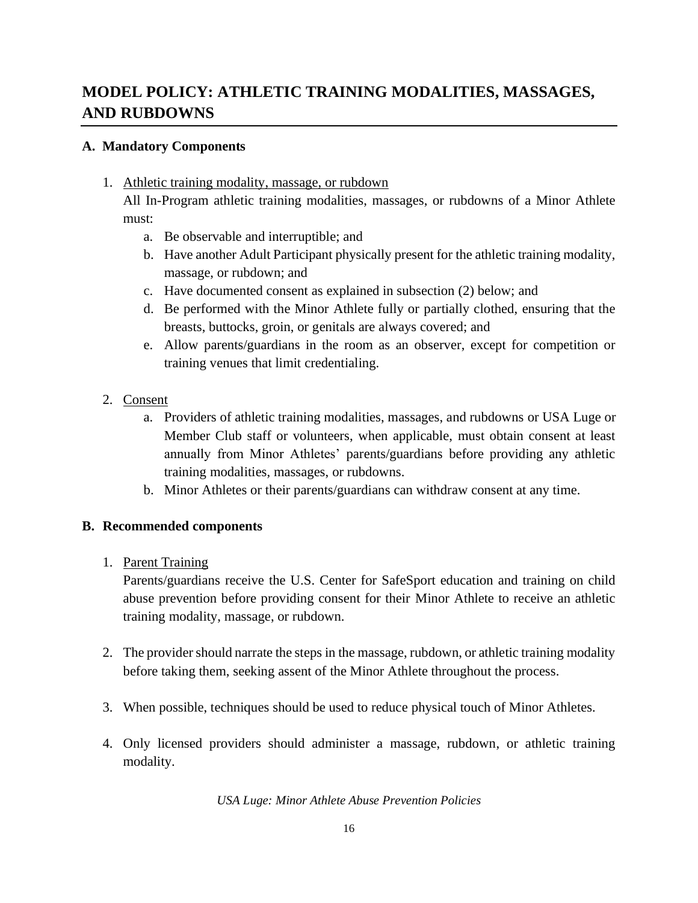# MODEL POLICY: ATHLETIC TRAINING MODALITIES, MASSAGES, AND RUBDOWNS

## A. Mandatory Components

1. Athletic training modality, massage, or rubdown

   All In-Program athletic training modalities, massages, or rubdowns of a Minor Athlete must:

   a. Be observable and interruptible; and

   b. Have another Adult Participant physically present for the athletic training modality, massage, or rubdown; and

   c. Have documented consent as explained in subsection (2) below; and

   d. Be performed with the Minor Athlete fully or partially clothed, ensuring that the breasts, buttocks, groin, or genitals are always covered; and

   e. Allow parents/guardians in the room as an observer, except for competition or training venues that limit credentialing.

2. Consent

   a. Providers of athletic training modalities, massages, and rubdowns or USA Luge or Member Club staff or volunteers, when applicable, must obtain consent at least annually from Minor Athletes' parents/guardians before providing any athletic training modalities, massages, or rubdowns.

   b. Minor Athletes or their parents/guardians can withdraw consent at any time.

## B. Recommended components

1. Parent Training

   Parents/guardians receive the U.S. Center for SafeSport education and training on child abuse prevention before providing consent for their Minor Athlete to receive an athletic training modality, massage, or rubdown.

2. The provider should narrate the steps in the massage, rubdown, or athletic training modality before taking them, seeking assent of the Minor Athlete throughout the process.

3. When possible, techniques should be used to reduce physical touch of Minor Athletes.

4. Only licensed providers should administer a massage, rubdown, or athletic training modality.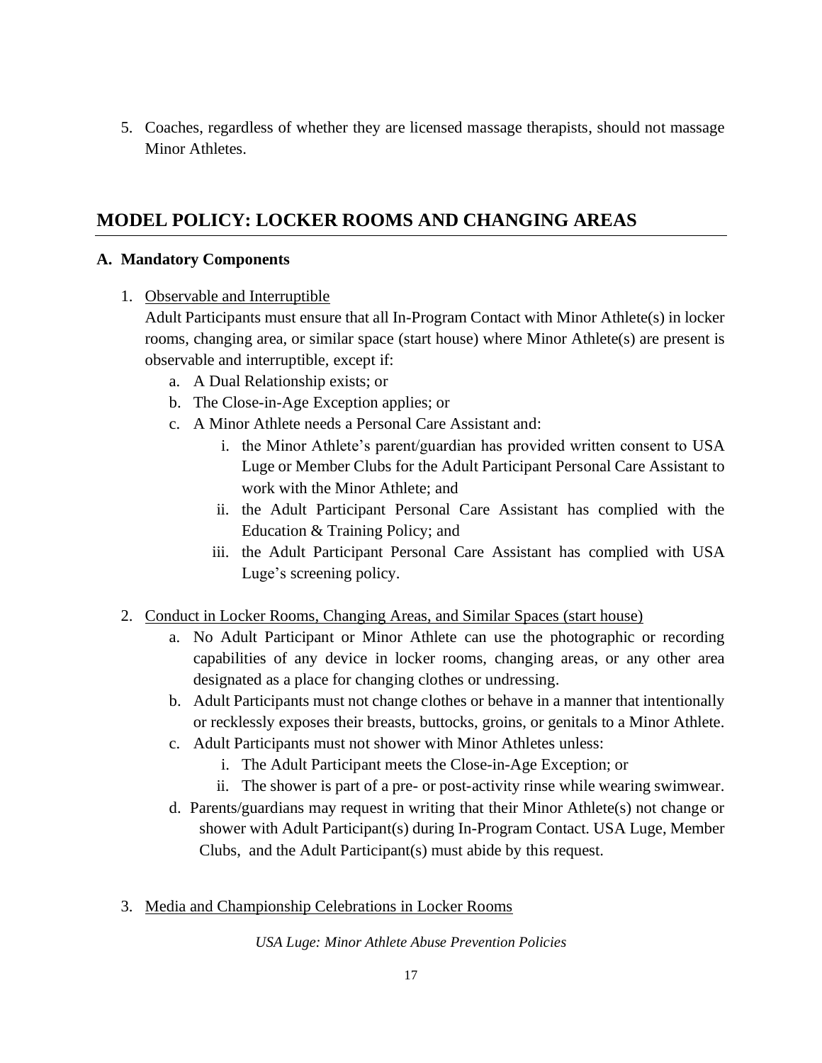5. Coaches, regardless of whether they are licensed massage therapists, should not massage Minor Athletes.

## MODEL POLICY: LOCKER ROOMS AND CHANGING AREAS

### A. Mandatory Components

1. Observable and Interruptible
   Adult Participants must ensure that all In-Program Contact with Minor Athlete(s) in locker rooms, changing area, or similar space (start house) where Minor Athlete(s) are present is observable and interruptible, except if:
   a. A Dual Relationship exists; or
   b. The Close-in-Age Exception applies; or
   c. A Minor Athlete needs a Personal Care Assistant and:
      i. the Minor Athlete's parent/guardian has provided written consent to USA Luge or Member Clubs for the Adult Participant Personal Care Assistant to work with the Minor Athlete; and
      ii. the Adult Participant Personal Care Assistant has complied with the Education & Training Policy; and
      iii. the Adult Participant Personal Care Assistant has complied with USA Luge's screening policy.

2. Conduct in Locker Rooms, Changing Areas, and Similar Spaces (start house)
   a. No Adult Participant or Minor Athlete can use the photographic or recording capabilities of any device in locker rooms, changing areas, or any other area designated as a place for changing clothes or undressing.
   b. Adult Participants must not change clothes or behave in a manner that intentionally or recklessly exposes their breasts, buttocks, groins, or genitals to a Minor Athlete.
   c. Adult Participants must not shower with Minor Athletes unless:
      i. The Adult Participant meets the Close-in-Age Exception; or
      ii. The shower is part of a pre- or post-activity rinse while wearing swimwear.
   d. Parents/guardians may request in writing that their Minor Athlete(s) not change or shower with Adult Participant(s) during In-Program Contact. USA Luge, Member Clubs, and the Adult Participant(s) must abide by this request.

3. Media and Championship Celebrations in Locker Rooms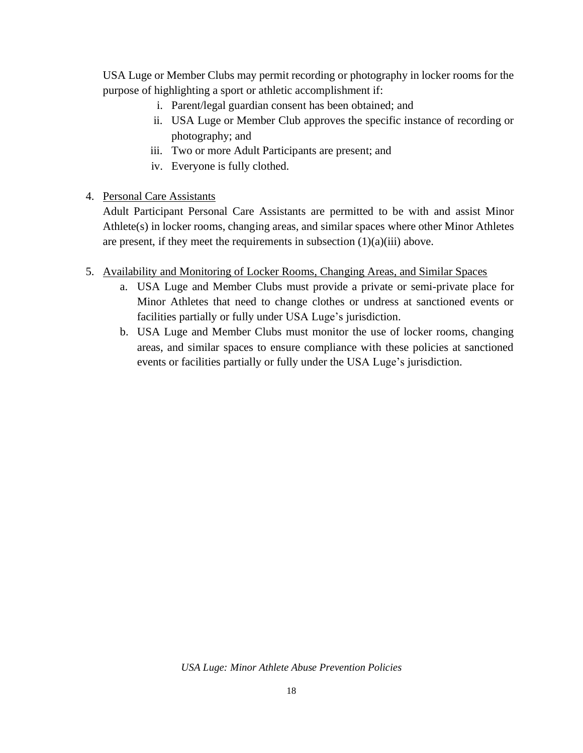USA Luge or Member Clubs may permit recording or photography in locker rooms for the purpose of highlighting a sport or athletic accomplishment if:

i. Parent/legal guardian consent has been obtained; and
ii. USA Luge or Member Club approves the specific instance of recording or photography; and
iii. Two or more Adult Participants are present; and
iv. Everyone is fully clothed.

4. <u>Personal Care Assistants</u>

Adult Participant Personal Care Assistants are permitted to be with and assist Minor Athlete(s) in locker rooms, changing areas, and similar spaces where other Minor Athletes are present, if they meet the requirements in subsection (1)(a)(iii) above.

5. <u>Availability and Monitoring of Locker Rooms, Changing Areas, and Similar Spaces</u>

   a. USA Luge and Member Clubs must provide a private or semi-private place for Minor Athletes that need to change clothes or undress at sanctioned events or facilities partially or fully under USA Luge's jurisdiction.

   b. USA Luge and Member Clubs must monitor the use of locker rooms, changing areas, and similar spaces to ensure compliance with these policies at sanctioned events or facilities partially or fully under the USA Luge's jurisdiction.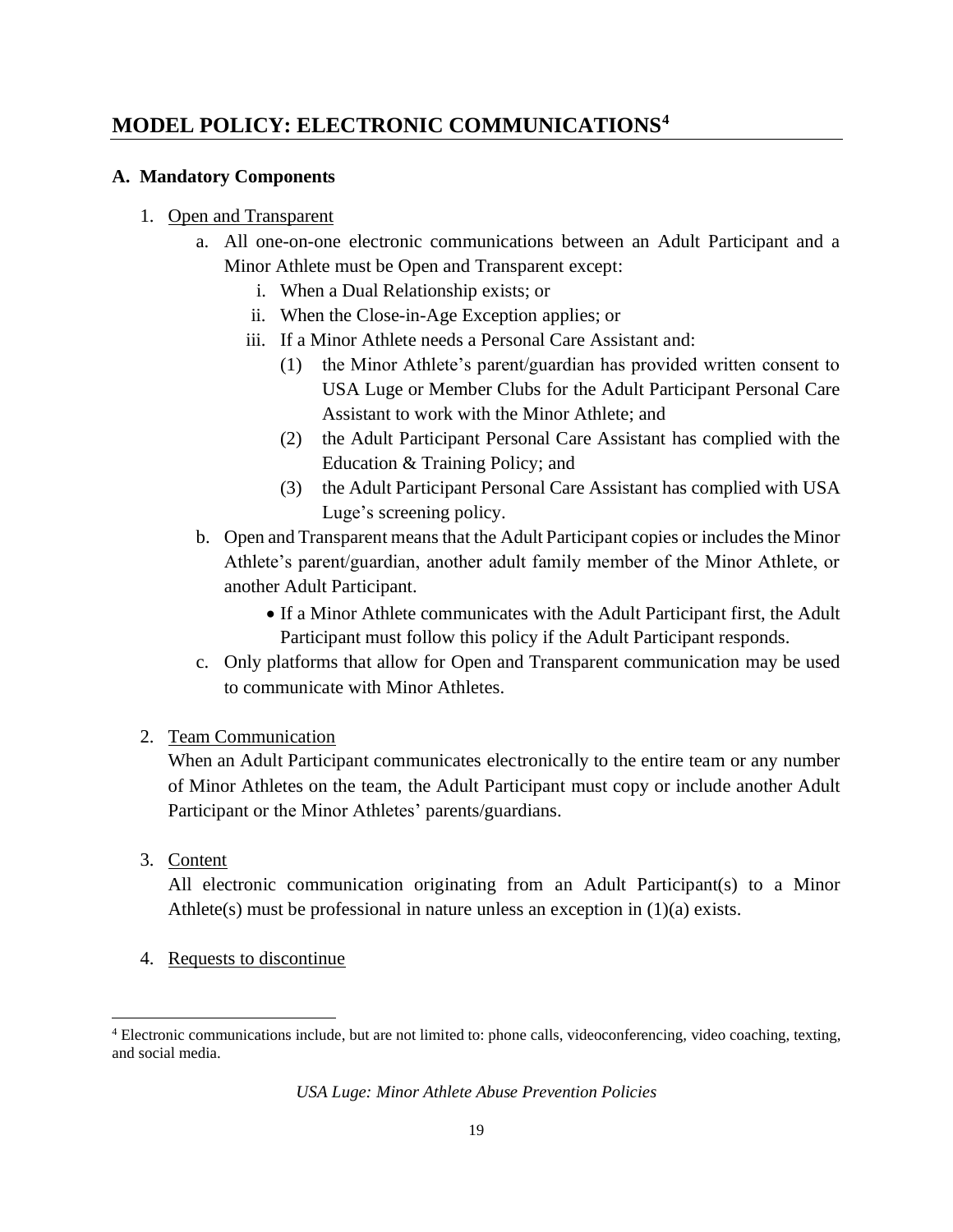## MODEL POLICY: ELECTRONIC COMMUNICATIONS[4]

### A. Mandatory Components

1. Open and Transparent
   a. All one-on-one electronic communications between an Adult Participant and a Minor Athlete must be Open and Transparent except:
      i. When a Dual Relationship exists; or
      ii. When the Close-in-Age Exception applies; or
      iii. If a Minor Athlete needs a Personal Care Assistant and:
         (1) the Minor Athlete's parent/guardian has provided written consent to USA Luge or Member Clubs for the Adult Participant Personal Care Assistant to work with the Minor Athlete; and
         (2) the Adult Participant Personal Care Assistant has complied with the Education & Training Policy; and
         (3) the Adult Participant Personal Care Assistant has complied with USA Luge's screening policy.
   b. Open and Transparent means that the Adult Participant copies or includes the Minor Athlete's parent/guardian, another adult family member of the Minor Athlete, or another Adult Participant.
      - If a Minor Athlete communicates with the Adult Participant first, the Adult Participant must follow this policy if the Adult Participant responds.
   c. Only platforms that allow for Open and Transparent communication may be used to communicate with Minor Athletes.

2. Team Communication
   When an Adult Participant communicates electronically to the entire team or any number of Minor Athletes on the team, the Adult Participant must copy or include another Adult Participant or the Minor Athletes' parents/guardians.

3. Content
   All electronic communication originating from an Adult Participant(s) to a Minor Athlete(s) must be professional in nature unless an exception in (1)(a) exists.

4. Requests to discontinue

[4] Electronic communications include, but are not limited to: phone calls, videoconferencing, video coaching, texting, and social media.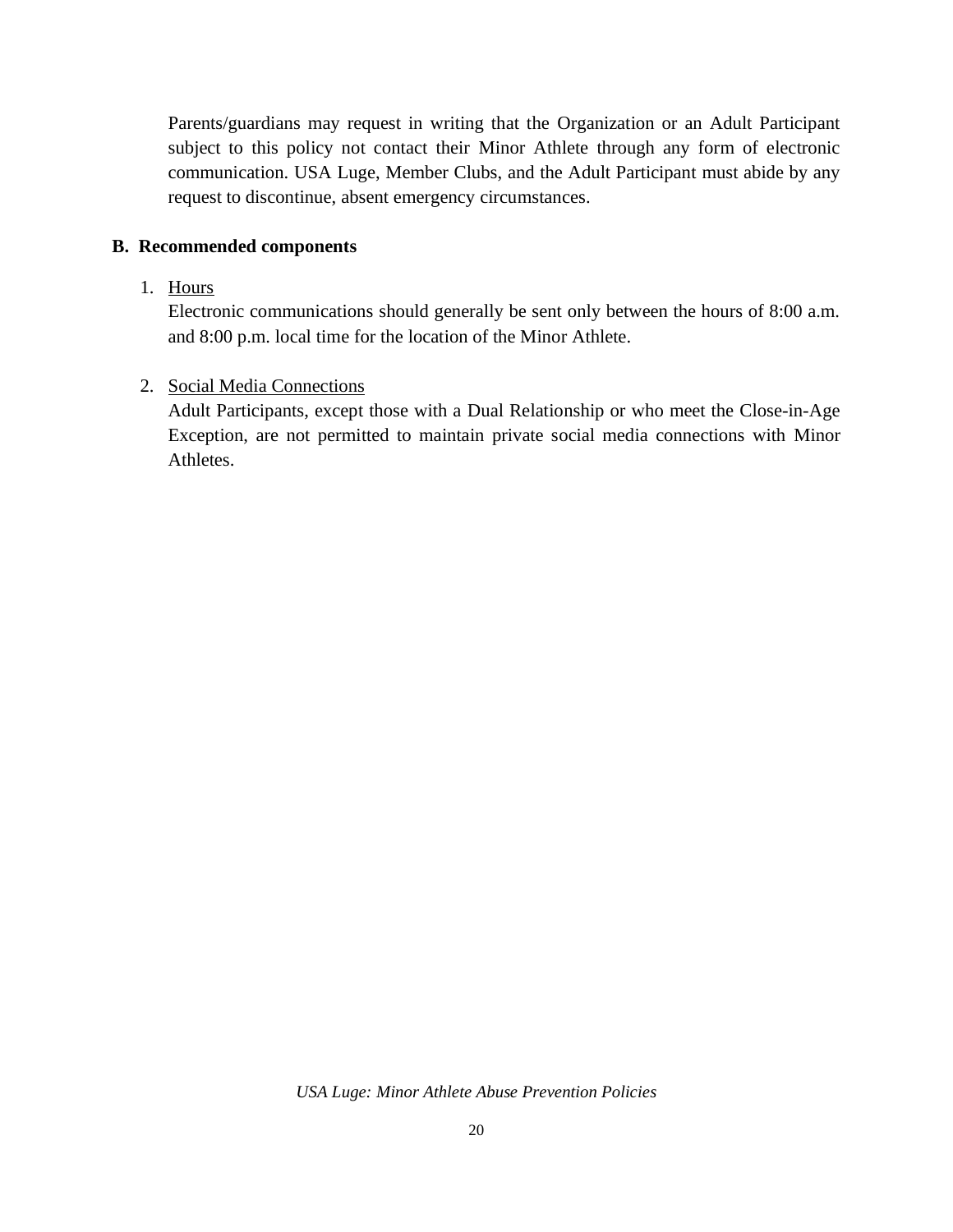Parents/guardians may request in writing that the Organization or an Adult Participant subject to this policy not contact their Minor Athlete through any form of electronic communication. USA Luge, Member Clubs, and the Adult Participant must abide by any request to discontinue, absent emergency circumstances.

## B. Recommended components

1. Hours

   Electronic communications should generally be sent only between the hours of 8:00 a.m. and 8:00 p.m. local time for the location of the Minor Athlete.

2. Social Media Connections

   Adult Participants, except those with a Dual Relationship or who meet the Close-in-Age Exception, are not permitted to maintain private social media connections with Minor Athletes.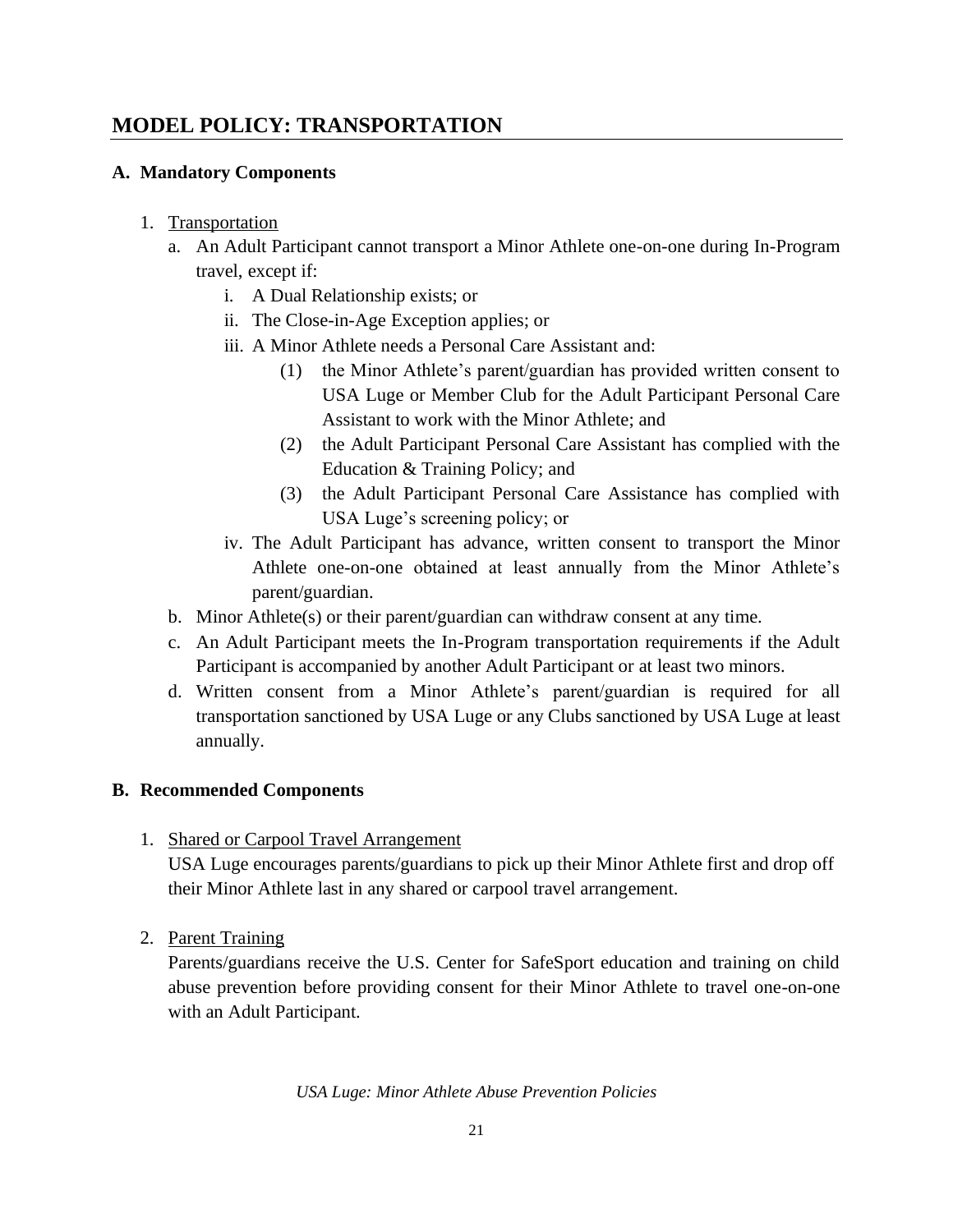## MODEL POLICY: TRANSPORTATION

### A. Mandatory Components

1. <u>Transportation</u>
   a. An Adult Participant cannot transport a Minor Athlete one-on-one during In-Program travel, except if:
      i. A Dual Relationship exists; or
      ii. The Close-in-Age Exception applies; or
      iii. A Minor Athlete needs a Personal Care Assistant and:
         (1) the Minor Athlete's parent/guardian has provided written consent to USA Luge or Member Club for the Adult Participant Personal Care Assistant to work with the Minor Athlete; and
         (2) the Adult Participant Personal Care Assistant has complied with the Education & Training Policy; and
         (3) the Adult Participant Personal Care Assistance has complied with USA Luge's screening policy; or
      iv. The Adult Participant has advance, written consent to transport the Minor Athlete one-on-one obtained at least annually from the Minor Athlete's parent/guardian.
   b. Minor Athlete(s) or their parent/guardian can withdraw consent at any time.
   c. An Adult Participant meets the In-Program transportation requirements if the Adult Participant is accompanied by another Adult Participant or at least two minors.
   d. Written consent from a Minor Athlete's parent/guardian is required for all transportation sanctioned by USA Luge or any Clubs sanctioned by USA Luge at least annually.

### B. Recommended Components

1. <u>Shared or Carpool Travel Arrangement</u>
   USA Luge encourages parents/guardians to pick up their Minor Athlete first and drop off their Minor Athlete last in any shared or carpool travel arrangement.

2. <u>Parent Training</u>
   Parents/guardians receive the U.S. Center for SafeSport education and training on child abuse prevention before providing consent for their Minor Athlete to travel one-on-one with an Adult Participant.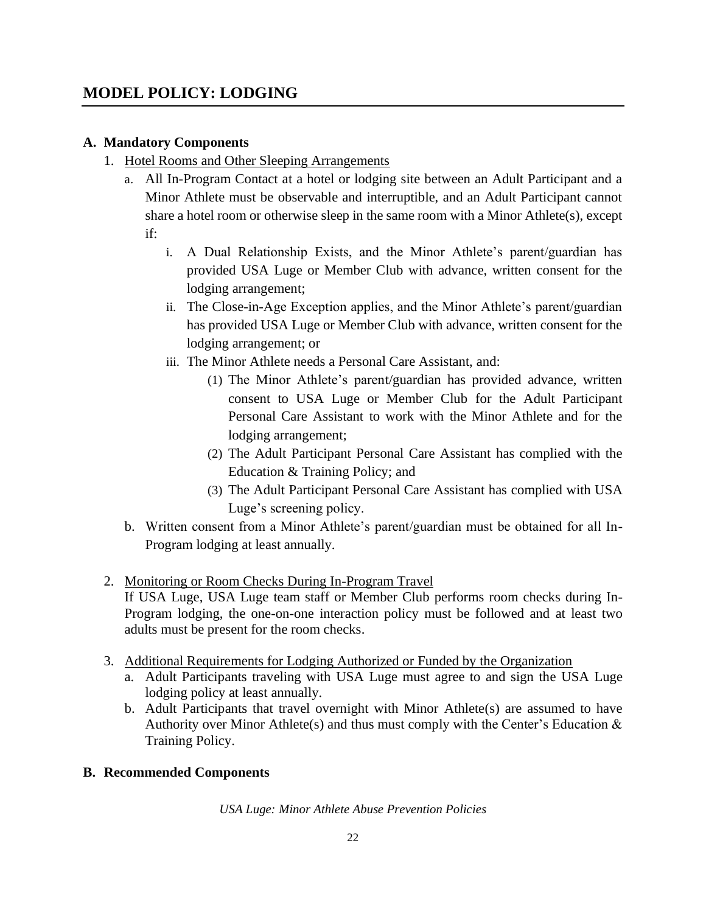# MODEL POLICY: LODGING

## A. Mandatory Components

1. <u>Hotel Rooms and Other Sleeping Arrangements</u>
   a. All In-Program Contact at a hotel or lodging site between an Adult Participant and a Minor Athlete must be observable and interruptible, and an Adult Participant cannot share a hotel room or otherwise sleep in the same room with a Minor Athlete(s), except if:
      i. A Dual Relationship Exists, and the Minor Athlete's parent/guardian has provided USA Luge or Member Club with advance, written consent for the lodging arrangement;
      ii. The Close-in-Age Exception applies, and the Minor Athlete's parent/guardian has provided USA Luge or Member Club with advance, written consent for the lodging arrangement; or
      iii. The Minor Athlete needs a Personal Care Assistant, and:
         (1) The Minor Athlete's parent/guardian has provided advance, written consent to USA Luge or Member Club for the Adult Participant Personal Care Assistant to work with the Minor Athlete and for the lodging arrangement;
         (2) The Adult Participant Personal Care Assistant has complied with the Education & Training Policy; and
         (3) The Adult Participant Personal Care Assistant has complied with USA Luge's screening policy.

   b. Written consent from a Minor Athlete's parent/guardian must be obtained for all In-Program lodging at least annually.

2. <u>Monitoring or Room Checks During In-Program Travel</u>
   If USA Luge, USA Luge team staff or Member Club performs room checks during In-Program lodging, the one-on-one interaction policy must be followed and at least two adults must be present for the room checks.

3. <u>Additional Requirements for Lodging Authorized or Funded by the Organization</u>
   a. Adult Participants traveling with USA Luge must agree to and sign the USA Luge lodging policy at least annually.
   b. Adult Participants that travel overnight with Minor Athlete(s) are assumed to have Authority over Minor Athlete(s) and thus must comply with the Center's Education & Training Policy.

## B. Recommended Components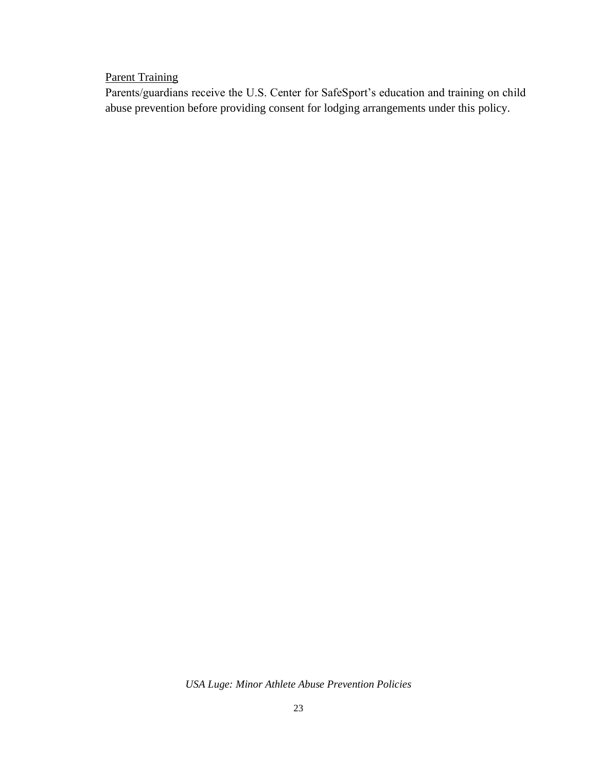Parent Training

Parents/guardians receive the U.S. Center for SafeSport's education and training on child abuse prevention before providing consent for lodging arrangements under this policy.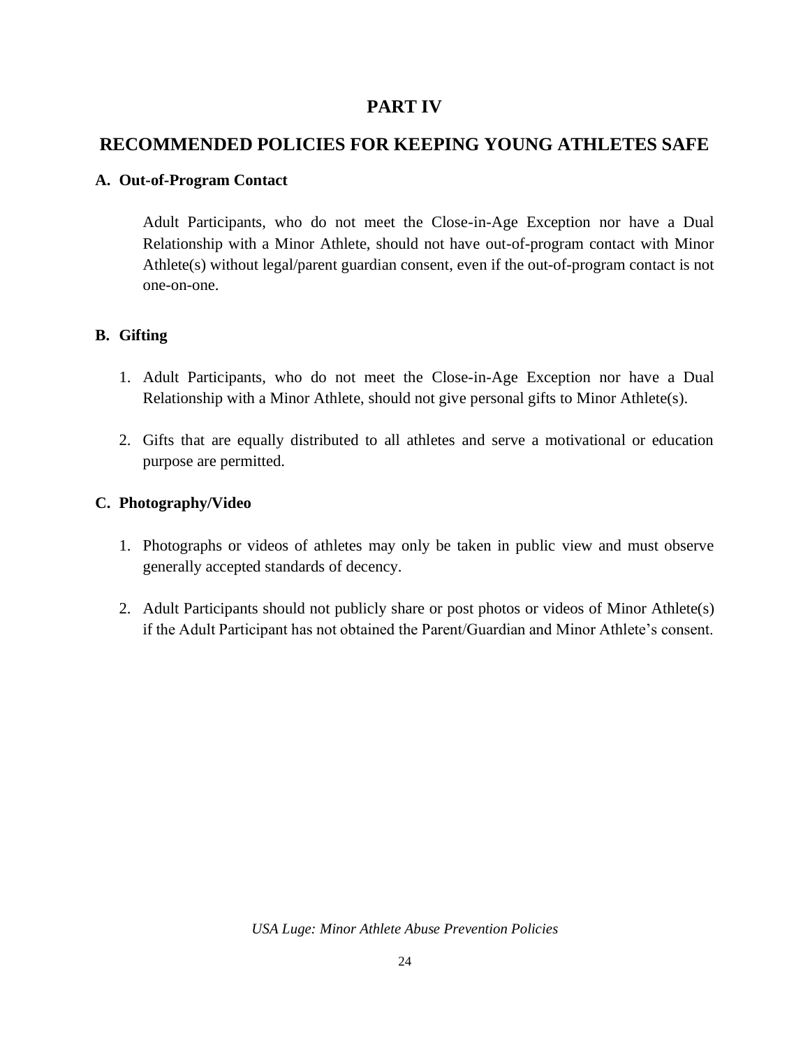# PART IV

# RECOMMENDED POLICIES FOR KEEPING YOUNG ATHLETES SAFE

### A. Out-of-Program Contact

Adult Participants, who do not meet the Close-in-Age Exception nor have a Dual Relationship with a Minor Athlete, should not have out-of-program contact with Minor Athlete(s) without legal/parent guardian consent, even if the out-of-program contact is not one-on-one.

### B. Gifting

1. Adult Participants, who do not meet the Close-in-Age Exception nor have a Dual Relationship with a Minor Athlete, should not give personal gifts to Minor Athlete(s).

2. Gifts that are equally distributed to all athletes and serve a motivational or education purpose are permitted.

### C. Photography/Video

1. Photographs or videos of athletes may only be taken in public view and must observe generally accepted standards of decency.

2. Adult Participants should not publicly share or post photos or videos of Minor Athlete(s) if the Adult Participant has not obtained the Parent/Guardian and Minor Athlete's consent.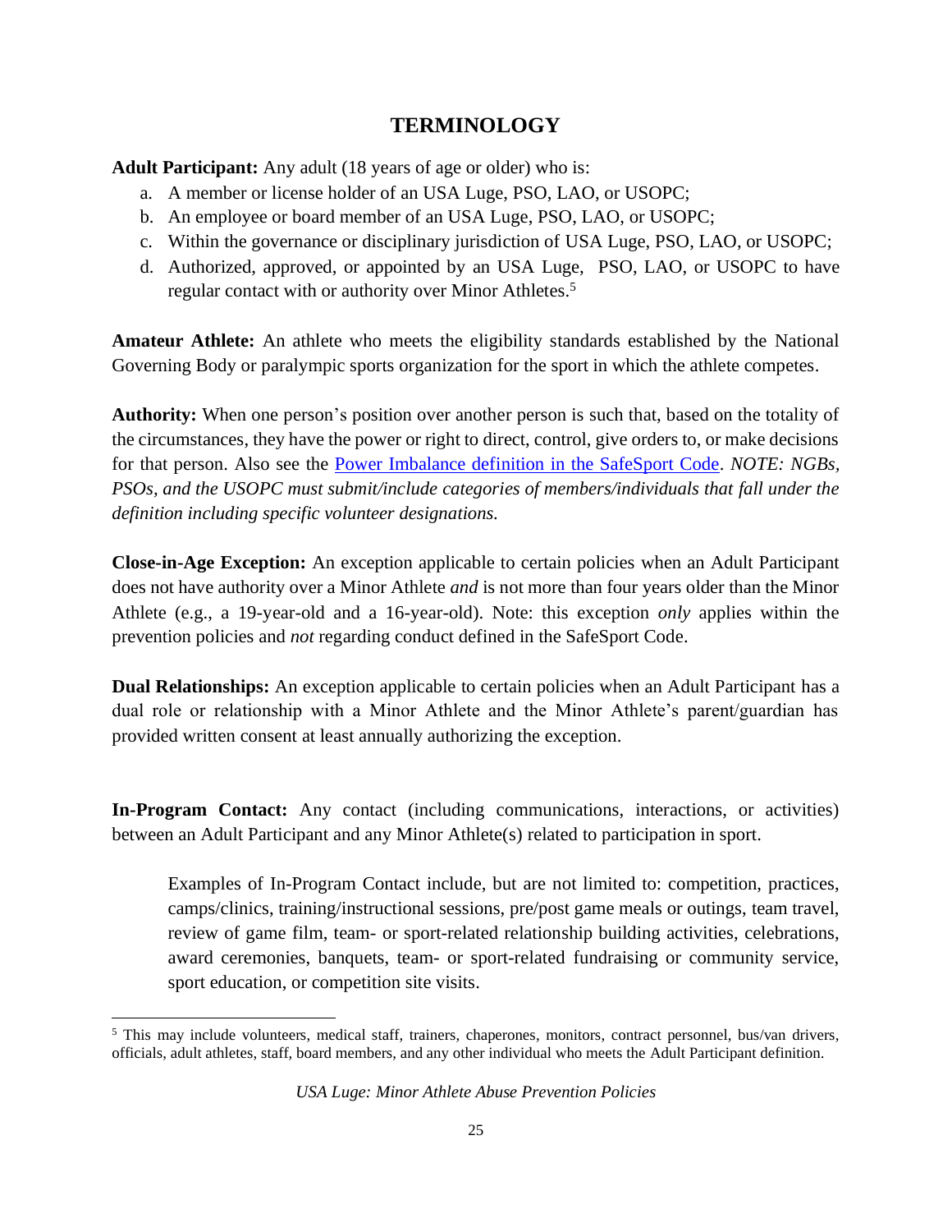# TERMINOLOGY

**Adult Participant:** Any adult (18 years of age or older) who is:

a. A member or license holder of an USA Luge, PSO, LAO, or USOPC;
b. An employee or board member of an USA Luge, PSO, LAO, or USOPC;
c. Within the governance or disciplinary jurisdiction of USA Luge, PSO, LAO, or USOPC;
d. Authorized, approved, or appointed by an USA Luge, PSO, LAO, or USOPC to have regular contact with or authority over Minor Athletes.[5]

**Amateur Athlete:** An athlete who meets the eligibility standards established by the National Governing Body or paralympic sports organization for the sport in which the athlete competes.

**Authority:** When one person's position over another person is such that, based on the totality of the circumstances, they have the power or right to direct, control, give orders to, or make decisions for that person. Also see the Power Imbalance definition in the SafeSport Code. *NOTE: NGBs, PSOs, and the USOPC must submit/include categories of members/individuals that fall under the definition including specific volunteer designations.*

**Close-in-Age Exception:** An exception applicable to certain policies when an Adult Participant does not have authority over a Minor Athlete *and* is not more than four years older than the Minor Athlete (e.g., a 19-year-old and a 16-year-old). Note: this exception *only* applies within the prevention policies and *not* regarding conduct defined in the SafeSport Code.

**Dual Relationships:** An exception applicable to certain policies when an Adult Participant has a dual role or relationship with a Minor Athlete and the Minor Athlete's parent/guardian has provided written consent at least annually authorizing the exception.

**In-Program Contact:** Any contact (including communications, interactions, or activities) between an Adult Participant and any Minor Athlete(s) related to participation in sport.

> Examples of In-Program Contact include, but are not limited to: competition, practices, camps/clinics, training/instructional sessions, pre/post game meals or outings, team travel, review of game film, team- or sport-related relationship building activities, celebrations, award ceremonies, banquets, team- or sport-related fundraising or community service, sport education, or competition site visits.

[5] This may include volunteers, medical staff, trainers, chaperones, monitors, contract personnel, bus/van drivers, officials, adult athletes, staff, board members, and any other individual who meets the Adult Participant definition.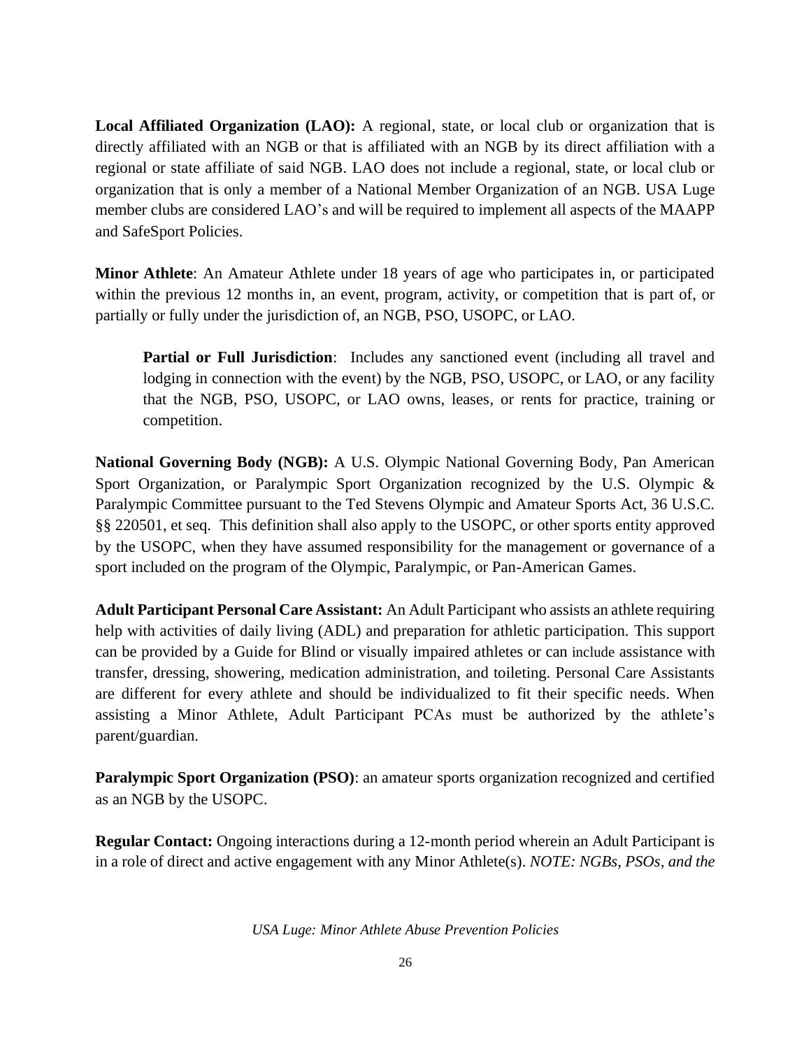**Local Affiliated Organization (LAO):** A regional, state, or local club or organization that is directly affiliated with an NGB or that is affiliated with an NGB by its direct affiliation with a regional or state affiliate of said NGB. LAO does not include a regional, state, or local club or organization that is only a member of a National Member Organization of an NGB. USA Luge member clubs are considered LAO's and will be required to implement all aspects of the MAAPP and SafeSport Policies.

**Minor Athlete**: An Amateur Athlete under 18 years of age who participates in, or participated within the previous 12 months in, an event, program, activity, or competition that is part of, or partially or fully under the jurisdiction of, an NGB, PSO, USOPC, or LAO.

> **Partial or Full Jurisdiction**: Includes any sanctioned event (including all travel and lodging in connection with the event) by the NGB, PSO, USOPC, or LAO, or any facility that the NGB, PSO, USOPC, or LAO owns, leases, or rents for practice, training or competition.

**National Governing Body (NGB):** A U.S. Olympic National Governing Body, Pan American Sport Organization, or Paralympic Sport Organization recognized by the U.S. Olympic & Paralympic Committee pursuant to the Ted Stevens Olympic and Amateur Sports Act, 36 U.S.C. §§ 220501, et seq. This definition shall also apply to the USOPC, or other sports entity approved by the USOPC, when they have assumed responsibility for the management or governance of a sport included on the program of the Olympic, Paralympic, or Pan-American Games.

**Adult Participant Personal Care Assistant:** An Adult Participant who assists an athlete requiring help with activities of daily living (ADL) and preparation for athletic participation. This support can be provided by a Guide for Blind or visually impaired athletes or can include assistance with transfer, dressing, showering, medication administration, and toileting. Personal Care Assistants are different for every athlete and should be individualized to fit their specific needs. When assisting a Minor Athlete, Adult Participant PCAs must be authorized by the athlete's parent/guardian.

**Paralympic Sport Organization (PSO)**: an amateur sports organization recognized and certified as an NGB by the USOPC.

**Regular Contact:** Ongoing interactions during a 12-month period wherein an Adult Participant is in a role of direct and active engagement with any Minor Athlete(s). *NOTE: NGBs, PSOs, and the*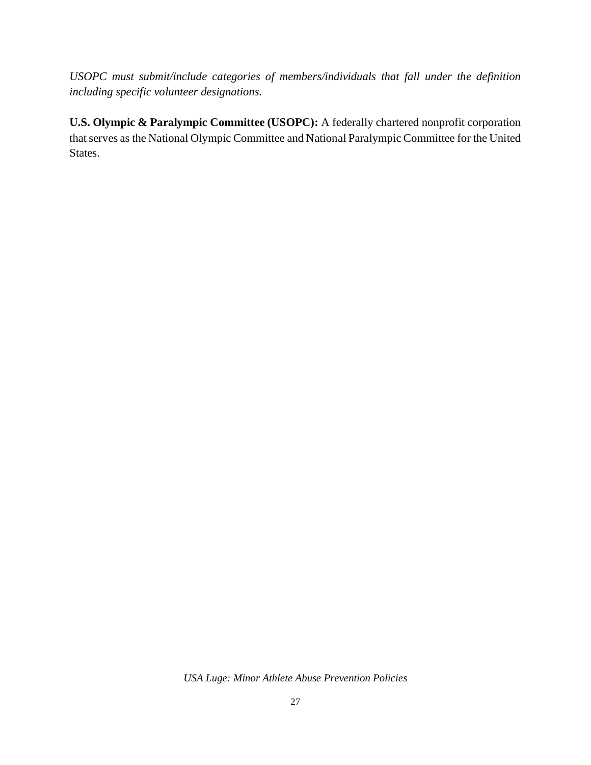*USOPC must submit/include categories of members/individuals that fall under the definition including specific volunteer designations.*

**U.S. Olympic & Paralympic Committee (USOPC):** A federally chartered nonprofit corporation that serves as the National Olympic Committee and National Paralympic Committee for the United States.